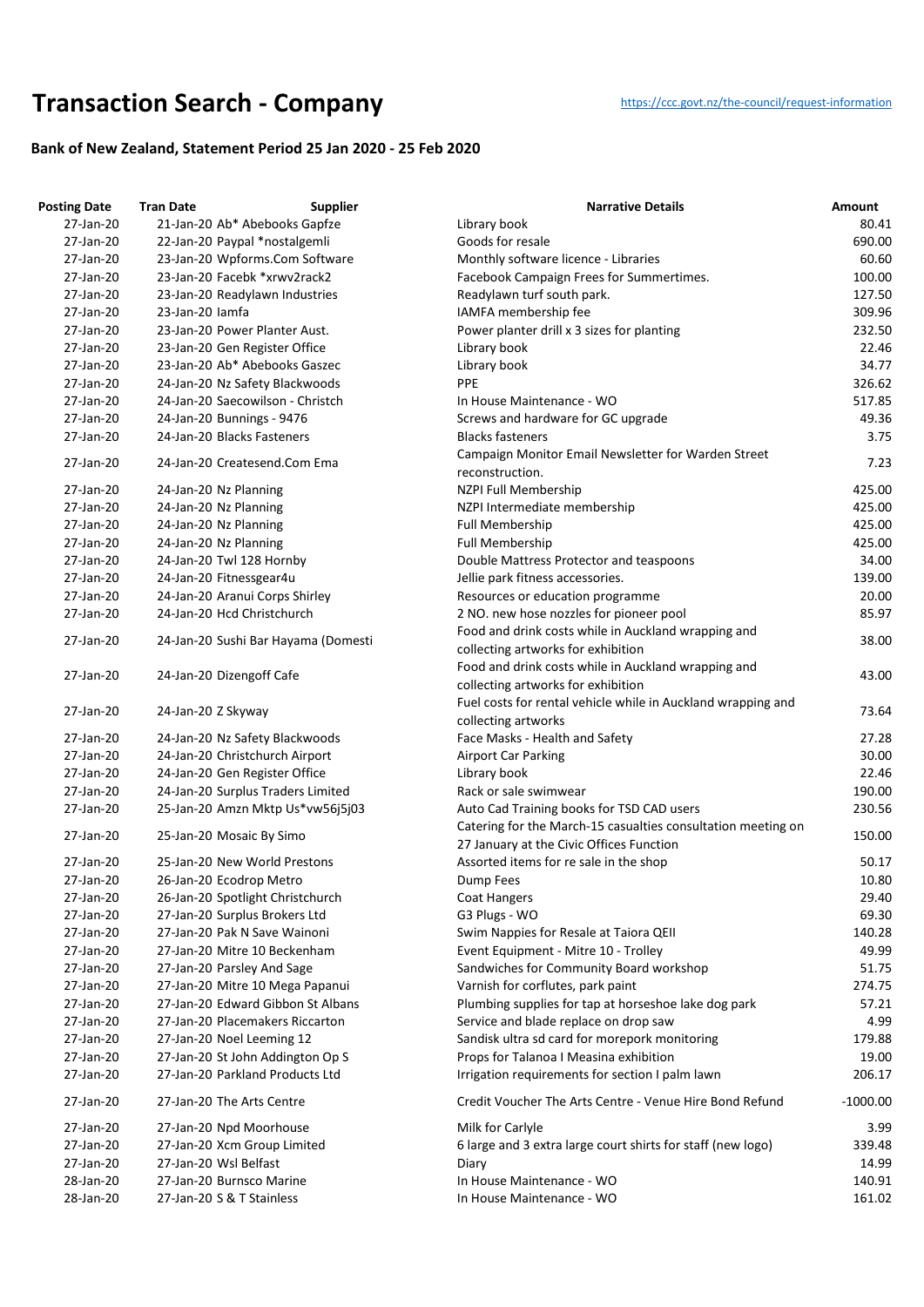# Transaction Search - Company

https://ccc.govt.nz/the-council/request-information

### Bank of New Zealand, Statement Period 25 Jan 2020 - 25 Feb 2020

| Posting Date | Tran Date | Supplier | Narrative Details | Amount |
|---|---|---|---|---|
| 27-Jan-20 | 21-Jan-20 | Ab* Abebooks Gapfze | Library book | 80.41 |
| 27-Jan-20 | 22-Jan-20 | Paypal *nostalgemli | Goods for resale | 690.00 |
| 27-Jan-20 | 23-Jan-20 | Wpforms.Com Software | Monthly software licence - Libraries | 60.60 |
| 27-Jan-20 | 23-Jan-20 | Facebk *xrwv2rack2 | Facebook Campaign Frees for Summertimes. | 100.00 |
| 27-Jan-20 | 23-Jan-20 | Readylawn Industries | Readylawn turf south park. | 127.50 |
| 27-Jan-20 | 23-Jan-20 | Iamfa | IAMFA membership fee | 309.96 |
| 27-Jan-20 | 23-Jan-20 | Power Planter Aust. | Power planter drill x 3 sizes for planting | 232.50 |
| 27-Jan-20 | 23-Jan-20 | Gen Register Office | Library book | 22.46 |
| 27-Jan-20 | 23-Jan-20 | Ab* Abebooks Gaszec | Library book | 34.77 |
| 27-Jan-20 | 24-Jan-20 | Nz Safety Blackwoods | PPE | 326.62 |
| 27-Jan-20 | 24-Jan-20 | Saecowilson - Christch | In House Maintenance - WO | 517.85 |
| 27-Jan-20 | 24-Jan-20 | Bunnings - 9476 | Screws and hardware for GC upgrade | 49.36 |
| 27-Jan-20 | 24-Jan-20 | Blacks Fasteners | Blacks fasteners | 3.75 |
| 27-Jan-20 | 24-Jan-20 | Createsend.Com Ema | Campaign Monitor Email Newsletter for Warden Street reconstruction. | 7.23 |
| 27-Jan-20 | 24-Jan-20 | Nz Planning | NZPI Full Membership | 425.00 |
| 27-Jan-20 | 24-Jan-20 | Nz Planning | NZPI Intermediate membership | 425.00 |
| 27-Jan-20 | 24-Jan-20 | Nz Planning | Full Membership | 425.00 |
| 27-Jan-20 | 24-Jan-20 | Nz Planning | Full Membership | 425.00 |
| 27-Jan-20 | 24-Jan-20 | Twl 128 Hornby | Double Mattress Protector and teaspoons | 34.00 |
| 27-Jan-20 | 24-Jan-20 | Fitnessgear4u | Jellie park fitness accessories. | 139.00 |
| 27-Jan-20 | 24-Jan-20 | Aranui Corps Shirley | Resources or education programme | 20.00 |
| 27-Jan-20 | 24-Jan-20 | Hcd Christchurch | 2 NO. new hose nozzles for pioneer pool | 85.97 |
| 27-Jan-20 | 24-Jan-20 | Sushi Bar Hayama (Domesti | Food and drink costs while in Auckland wrapping and collecting artworks for exhibition | 38.00 |
| 27-Jan-20 | 24-Jan-20 | Dizengoff Cafe | Food and drink costs while in Auckland wrapping and collecting artworks for exhibition | 43.00 |
| 27-Jan-20 | 24-Jan-20 | Z Skyway | Fuel costs for rental vehicle while in Auckland wrapping and collecting artworks | 73.64 |
| 27-Jan-20 | 24-Jan-20 | Nz Safety Blackwoods | Face Masks - Health and Safety | 27.28 |
| 27-Jan-20 | 24-Jan-20 | Christchurch Airport | Airport Car Parking | 30.00 |
| 27-Jan-20 | 24-Jan-20 | Gen Register Office | Library book | 22.46 |
| 27-Jan-20 | 24-Jan-20 | Surplus Traders Limited | Rack or sale swimwear | 190.00 |
| 27-Jan-20 | 25-Jan-20 | Amzn Mktp Us*vw56j5j03 | Auto Cad Training books for TSD CAD users | 230.56 |
| 27-Jan-20 | 25-Jan-20 | Mosaic By Simo | Catering for the March-15 casualties consultation meeting on 27 January at the Civic Offices Function | 150.00 |
| 27-Jan-20 | 25-Jan-20 | New World Prestons | Assorted items for re sale in the shop | 50.17 |
| 27-Jan-20 | 26-Jan-20 | Ecodrop Metro | Dump Fees | 10.80 |
| 27-Jan-20 | 26-Jan-20 | Spotlight Christchurch | Coat Hangers | 29.40 |
| 27-Jan-20 | 27-Jan-20 | Surplus Brokers Ltd | G3 Plugs - WO | 69.30 |
| 27-Jan-20 | 27-Jan-20 | Pak N Save Wainoni | Swim Nappies for Resale at Taiora QEII | 140.28 |
| 27-Jan-20 | 27-Jan-20 | Mitre 10 Beckenham | Event Equipment - Mitre 10 - Trolley | 49.99 |
| 27-Jan-20 | 27-Jan-20 | Parsley And Sage | Sandwiches for Community Board workshop | 51.75 |
| 27-Jan-20 | 27-Jan-20 | Mitre 10 Mega Papanui | Varnish for corflutes, park paint | 274.75 |
| 27-Jan-20 | 27-Jan-20 | Edward Gibbon St Albans | Plumbing supplies for tap at horseshoe lake dog park | 57.21 |
| 27-Jan-20 | 27-Jan-20 | Placemakers Riccarton | Service and blade replace on drop saw | 4.99 |
| 27-Jan-20 | 27-Jan-20 | Noel Leeming 12 | Sandisk ultra sd card for morepork monitoring | 179.88 |
| 27-Jan-20 | 27-Jan-20 | St John Addington Op S | Props for Talanoa I Measina exhibition | 19.00 |
| 27-Jan-20 | 27-Jan-20 | Parkland Products Ltd | Irrigation requirements for section I palm lawn | 206.17 |
| 27-Jan-20 | 27-Jan-20 | The Arts Centre | Credit Voucher The Arts Centre - Venue Hire Bond Refund | -1000.00 |
| 27-Jan-20 | 27-Jan-20 | Npd Moorhouse | Milk for Carlyle | 3.99 |
| 27-Jan-20 | 27-Jan-20 | Xcm Group Limited | 6 large and 3 extra large court shirts for staff (new logo) | 339.48 |
| 27-Jan-20 | 27-Jan-20 | Wsl Belfast | Diary | 14.99 |
| 28-Jan-20 | 27-Jan-20 | Burnsco Marine | In House Maintenance - WO | 140.91 |
| 28-Jan-20 | 27-Jan-20 | S & T Stainless | In House Maintenance - WO | 161.02 |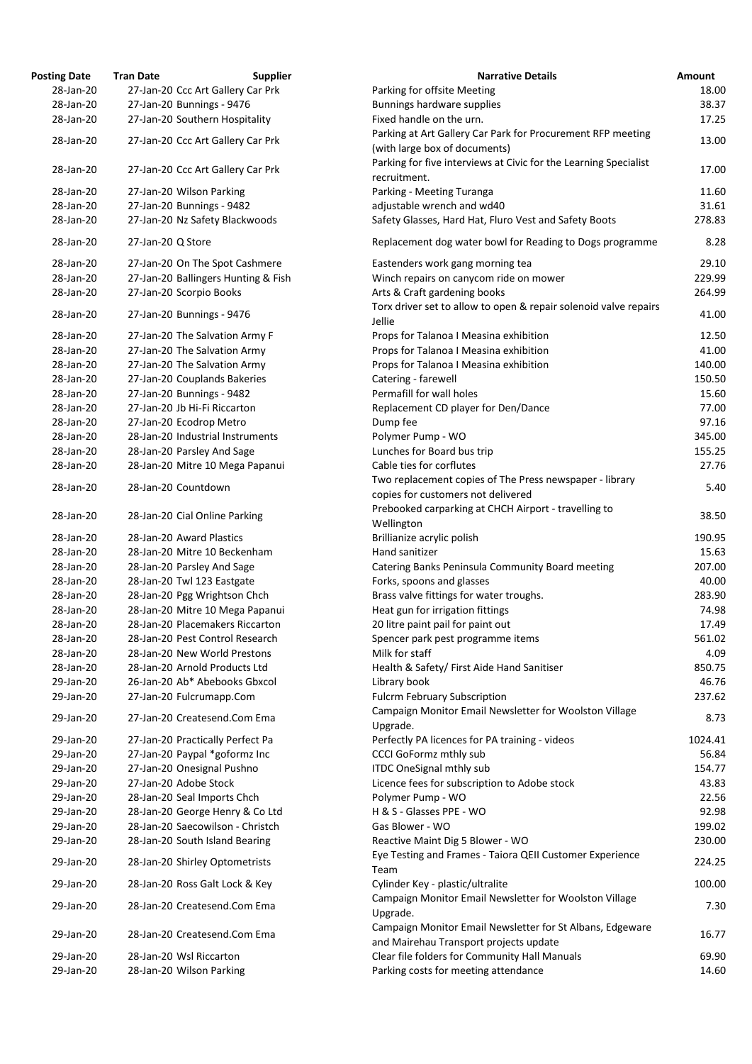| Posting Date | Tran Date | Supplier | Narrative Details | Amount |
|---|---|---|---|---|
| 28-Jan-20 | 27-Jan-20 | Ccc Art Gallery Car Prk | Parking for offsite Meeting | 18.00 |
| 28-Jan-20 | 27-Jan-20 | Bunnings - 9476 | Bunnings hardware supplies | 38.37 |
| 28-Jan-20 | 27-Jan-20 | Southern Hospitality | Fixed handle on the urn. | 17.25 |
| 28-Jan-20 | 27-Jan-20 | Ccc Art Gallery Car Prk | Parking at Art Gallery Car Park for Procurement RFP meeting (with large box of documents) | 13.00 |
| 28-Jan-20 | 27-Jan-20 | Ccc Art Gallery Car Prk | Parking for five interviews at Civic for the Learning Specialist recruitment. | 17.00 |
| 28-Jan-20 | 27-Jan-20 | Wilson Parking | Parking - Meeting Turanga | 11.60 |
| 28-Jan-20 | 27-Jan-20 | Bunnings - 9482 | adjustable wrench and wd40 | 31.61 |
| 28-Jan-20 | 27-Jan-20 | Nz Safety Blackwoods | Safety Glasses, Hard Hat, Fluro Vest and Safety Boots | 278.83 |
| 28-Jan-20 | 27-Jan-20 | Q Store | Replacement dog water bowl for Reading to Dogs programme | 8.28 |
| 28-Jan-20 | 27-Jan-20 | On The Spot Cashmere | Eastenders work gang morning tea | 29.10 |
| 28-Jan-20 | 27-Jan-20 | Ballingers Hunting & Fish | Winch repairs on canycom ride on mower | 229.99 |
| 28-Jan-20 | 27-Jan-20 | Scorpio Books | Arts & Craft gardening books | 264.99 |
| 28-Jan-20 | 27-Jan-20 | Bunnings - 9476 | Torx driver set to allow to open & repair solenoid valve repairs Jellie | 41.00 |
| 28-Jan-20 | 27-Jan-20 | The Salvation Army F | Props for Talanoa I Measina exhibition | 12.50 |
| 28-Jan-20 | 27-Jan-20 | The Salvation Army | Props for Talanoa I Measina exhibition | 41.00 |
| 28-Jan-20 | 27-Jan-20 | The Salvation Army | Props for Talanoa I Measina exhibition | 140.00 |
| 28-Jan-20 | 27-Jan-20 | Couplands Bakeries | Catering - farewell | 150.50 |
| 28-Jan-20 | 27-Jan-20 | Bunnings - 9482 | Permafill for wall holes | 15.60 |
| 28-Jan-20 | 27-Jan-20 | Jb Hi-Fi Riccarton | Replacement CD player for Den/Dance | 77.00 |
| 28-Jan-20 | 27-Jan-20 | Ecodrop Metro | Dump fee | 97.16 |
| 28-Jan-20 | 28-Jan-20 | Industrial Instruments | Polymer Pump - WO | 345.00 |
| 28-Jan-20 | 28-Jan-20 | Parsley And Sage | Lunches for Board bus trip | 155.25 |
| 28-Jan-20 | 28-Jan-20 | Mitre 10 Mega Papanui | Cable ties for corflutes | 27.76 |
| 28-Jan-20 | 28-Jan-20 | Countdown | Two replacement copies of The Press newspaper - library copies for customers not delivered | 5.40 |
| 28-Jan-20 | 28-Jan-20 | Cial Online Parking | Prebooked carparking at CHCH Airport - travelling to Wellington | 38.50 |
| 28-Jan-20 | 28-Jan-20 | Award Plastics | Brillianize acrylic polish | 190.95 |
| 28-Jan-20 | 28-Jan-20 | Mitre 10 Beckenham | Hand sanitizer | 15.63 |
| 28-Jan-20 | 28-Jan-20 | Parsley And Sage | Catering Banks Peninsula Community Board meeting | 207.00 |
| 28-Jan-20 | 28-Jan-20 | Twl 123 Eastgate | Forks, spoons and glasses | 40.00 |
| 28-Jan-20 | 28-Jan-20 | Pgg Wrightson Chch | Brass valve fittings for water troughs. | 283.90 |
| 28-Jan-20 | 28-Jan-20 | Mitre 10 Mega Papanui | Heat gun for irrigation fittings | 74.98 |
| 28-Jan-20 | 28-Jan-20 | Placemakers Riccarton | 20 litre paint pail for paint out | 17.49 |
| 28-Jan-20 | 28-Jan-20 | Pest Control Research | Spencer park pest programme items | 561.02 |
| 28-Jan-20 | 28-Jan-20 | New World Prestons | Milk for staff | 4.09 |
| 28-Jan-20 | 28-Jan-20 | Arnold Products Ltd | Health & Safety/ First Aide Hand Sanitiser | 850.75 |
| 29-Jan-20 | 26-Jan-20 | Ab* Abebooks Gbxcol | Library book | 46.76 |
| 29-Jan-20 | 27-Jan-20 | Fulcrumapp.Com | Fulcrm February Subscription | 237.62 |
| 29-Jan-20 | 27-Jan-20 | Createsend.Com Ema | Campaign Monitor Email Newsletter for Woolston Village Upgrade. | 8.73 |
| 29-Jan-20 | 27-Jan-20 | Practically Perfect Pa | Perfectly PA licences for PA training - videos | 1024.41 |
| 29-Jan-20 | 27-Jan-20 | Paypal *goformz Inc | CCCI GoFormz mthly sub | 56.84 |
| 29-Jan-20 | 27-Jan-20 | Onesignal Pushno | ITDC OneSignal mthly sub | 154.77 |
| 29-Jan-20 | 27-Jan-20 | Adobe Stock | Licence fees for subscription to Adobe stock | 43.83 |
| 29-Jan-20 | 28-Jan-20 | Seal Imports Chch | Polymer Pump - WO | 22.56 |
| 29-Jan-20 | 28-Jan-20 | George Henry & Co Ltd | H & S - Glasses PPE - WO | 92.98 |
| 29-Jan-20 | 28-Jan-20 | Saecowilson - Christch | Gas Blower - WO | 199.02 |
| 29-Jan-20 | 28-Jan-20 | South Island Bearing | Reactive Maint Dig 5 Blower - WO | 230.00 |
| 29-Jan-20 | 28-Jan-20 | Shirley Optometrists | Eye Testing and Frames - Taiora QEII Customer Experience Team | 224.25 |
| 29-Jan-20 | 28-Jan-20 | Ross Galt Lock & Key | Cylinder Key - plastic/ultralite | 100.00 |
| 29-Jan-20 | 28-Jan-20 | Createsend.Com Ema | Campaign Monitor Email Newsletter for Woolston Village Upgrade. | 7.30 |
| 29-Jan-20 | 28-Jan-20 | Createsend.Com Ema | Campaign Monitor Email Newsletter for St Albans, Edgeware and Mairehau Transport projects update | 16.77 |
| 29-Jan-20 | 28-Jan-20 | Wsl Riccarton | Clear file folders for Community Hall Manuals | 69.90 |
| 29-Jan-20 | 28-Jan-20 | Wilson Parking | Parking costs for meeting attendance | 14.60 |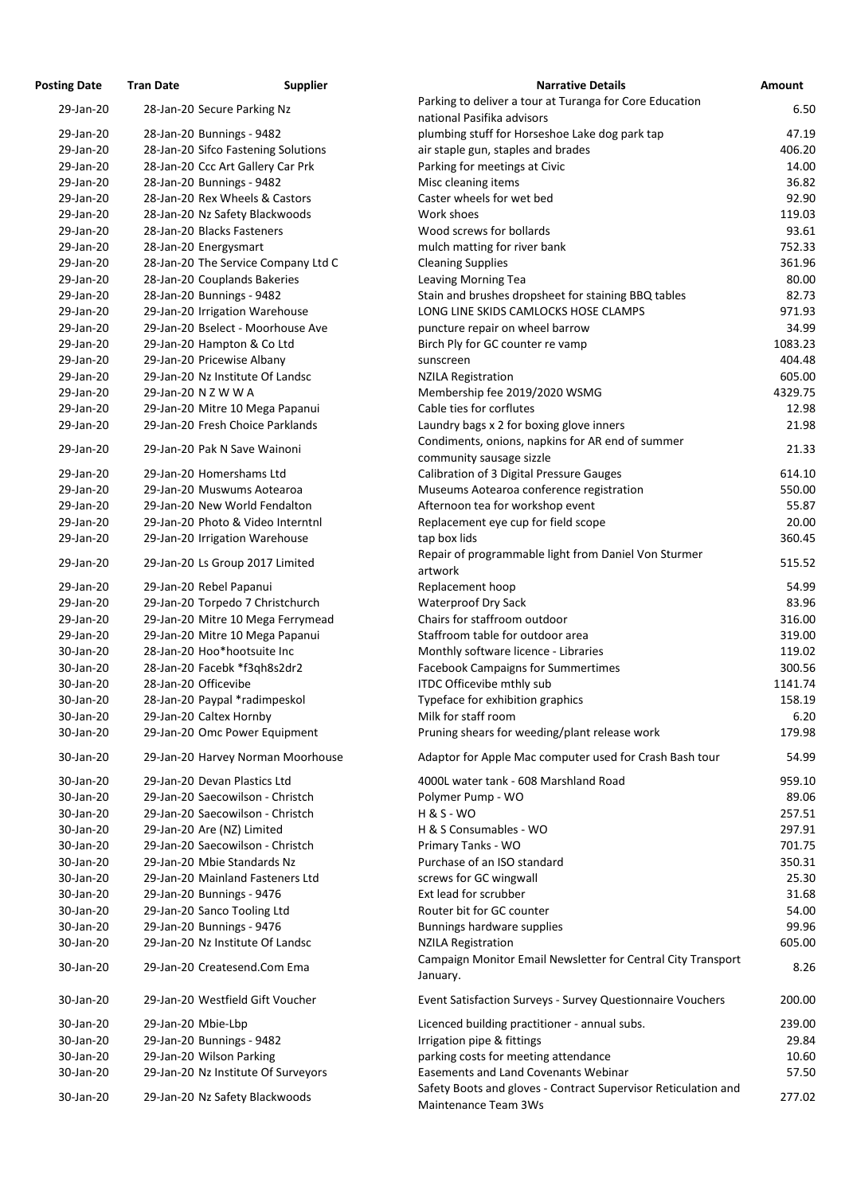| Posting Date | Tran Date | Supplier | Narrative Details | Amount |
|---|---|---|---|---|
| 29-Jan-20 | 28-Jan-20 | Secure Parking Nz | Parking to deliver a tour at Turanga for Core Education national Pasifika advisors | 6.50 |
| 29-Jan-20 | 28-Jan-20 | Bunnings - 9482 | plumbing stuff for Horseshoe Lake dog park tap | 47.19 |
| 29-Jan-20 | 28-Jan-20 | Sifco Fastening Solutions | air staple gun, staples and brades | 406.20 |
| 29-Jan-20 | 28-Jan-20 | Ccc Art Gallery Car Prk | Parking for meetings at Civic | 14.00 |
| 29-Jan-20 | 28-Jan-20 | Bunnings - 9482 | Misc cleaning items | 36.82 |
| 29-Jan-20 | 28-Jan-20 | Rex Wheels & Castors | Caster wheels for wet bed | 92.90 |
| 29-Jan-20 | 28-Jan-20 | Nz Safety Blackwoods | Work shoes | 119.03 |
| 29-Jan-20 | 28-Jan-20 | Blacks Fasteners | Wood screws for bollards | 93.61 |
| 29-Jan-20 | 28-Jan-20 | Energysmart | mulch matting for river bank | 752.33 |
| 29-Jan-20 | 28-Jan-20 | The Service Company Ltd C | Cleaning Supplies | 361.96 |
| 29-Jan-20 | 28-Jan-20 | Couplands Bakeries | Leaving Morning Tea | 80.00 |
| 29-Jan-20 | 28-Jan-20 | Bunnings - 9482 | Stain and brushes dropsheet for staining BBQ tables | 82.73 |
| 29-Jan-20 | 29-Jan-20 | Irrigation Warehouse | LONG LINE SKIDS CAMLOCKS HOSE CLAMPS | 971.93 |
| 29-Jan-20 | 29-Jan-20 | Bselect - Moorhouse Ave | puncture repair on wheel barrow | 34.99 |
| 29-Jan-20 | 29-Jan-20 | Hampton & Co Ltd | Birch Ply for GC counter re vamp | 1083.23 |
| 29-Jan-20 | 29-Jan-20 | Pricewise Albany | sunscreen | 404.48 |
| 29-Jan-20 | 29-Jan-20 | Nz Institute Of Landsc | NZILA Registration | 605.00 |
| 29-Jan-20 | 29-Jan-20 | N Z W W A | Membership fee 2019/2020 WSMG | 4329.75 |
| 29-Jan-20 | 29-Jan-20 | Mitre 10 Mega Papanui | Cable ties for corflutes | 12.98 |
| 29-Jan-20 | 29-Jan-20 | Fresh Choice Parklands | Laundry bags x 2 for boxing glove inners | 21.98 |
| 29-Jan-20 | 29-Jan-20 | Pak N Save Wainoni | Condiments, onions, napkins for AR end of summer community sausage sizzle | 21.33 |
| 29-Jan-20 | 29-Jan-20 | Homershams Ltd | Calibration of 3 Digital Pressure Gauges | 614.10 |
| 29-Jan-20 | 29-Jan-20 | Muswums Aotearoa | Museums Aotearoa conference registration | 550.00 |
| 29-Jan-20 | 29-Jan-20 | New World Fendalton | Afternoon tea for workshop event | 55.87 |
| 29-Jan-20 | 29-Jan-20 | Photo & Video Interntnl | Replacement eye cup for field scope | 20.00 |
| 29-Jan-20 | 29-Jan-20 | Irrigation Warehouse | tap box lids | 360.45 |
| 29-Jan-20 | 29-Jan-20 | Ls Group 2017 Limited | Repair of programmable light from Daniel Von Sturmer artwork | 515.52 |
| 29-Jan-20 | 29-Jan-20 | Rebel Papanui | Replacement hoop | 54.99 |
| 29-Jan-20 | 29-Jan-20 | Torpedo 7 Christchurch | Waterproof Dry Sack | 83.96 |
| 29-Jan-20 | 29-Jan-20 | Mitre 10 Mega Ferrymead | Chairs for staffroom outdoor | 316.00 |
| 29-Jan-20 | 29-Jan-20 | Mitre 10 Mega Papanui | Staffroom table for outdoor area | 319.00 |
| 30-Jan-20 | 28-Jan-20 | Hoo*hootsuite Inc | Monthly software licence - Libraries | 119.02 |
| 30-Jan-20 | 28-Jan-20 | Facebk *f3qh8s2dr2 | Facebook Campaigns for Summertimes | 300.56 |
| 30-Jan-20 | 28-Jan-20 | Officevibe | ITDC Officevibe mthly sub | 1141.74 |
| 30-Jan-20 | 28-Jan-20 | Paypal *radimpeskol | Typeface for exhibition graphics | 158.19 |
| 30-Jan-20 | 29-Jan-20 | Caltex Hornby | Milk for staff room | 6.20 |
| 30-Jan-20 | 29-Jan-20 | Omc Power Equipment | Pruning shears for weeding/plant release work | 179.98 |
| 30-Jan-20 | 29-Jan-20 | Harvey Norman Moorhouse | Adaptor for Apple Mac computer used for Crash Bash tour | 54.99 |
| 30-Jan-20 | 29-Jan-20 | Devan Plastics Ltd | 4000L water tank - 608 Marshland Road | 959.10 |
| 30-Jan-20 | 29-Jan-20 | Saecowilson - Christch | Polymer Pump - WO | 89.06 |
| 30-Jan-20 | 29-Jan-20 | Saecowilson - Christch | H & S - WO | 257.51 |
| 30-Jan-20 | 29-Jan-20 | Are (NZ) Limited | H & S Consumables - WO | 297.91 |
| 30-Jan-20 | 29-Jan-20 | Saecowilson - Christch | Primary Tanks - WO | 701.75 |
| 30-Jan-20 | 29-Jan-20 | Mbie Standards Nz | Purchase of an ISO standard | 350.31 |
| 30-Jan-20 | 29-Jan-20 | Mainland Fasteners Ltd | screws for GC wingwall | 25.30 |
| 30-Jan-20 | 29-Jan-20 | Bunnings - 9476 | Ext lead for scrubber | 31.68 |
| 30-Jan-20 | 29-Jan-20 | Sanco Tooling Ltd | Router bit for GC counter | 54.00 |
| 30-Jan-20 | 29-Jan-20 | Bunnings - 9476 | Bunnings hardware supplies | 99.96 |
| 30-Jan-20 | 29-Jan-20 | Nz Institute Of Landsc | NZILA Registration | 605.00 |
| 30-Jan-20 | 29-Jan-20 | Createsend.Com Ema | Campaign Monitor Email Newsletter for Central City Transport January. | 8.26 |
| 30-Jan-20 | 29-Jan-20 | Westfield Gift Voucher | Event Satisfaction Surveys - Survey Questionnaire Vouchers | 200.00 |
| 30-Jan-20 | 29-Jan-20 | Mbie-Lbp | Licenced building practitioner - annual subs. | 239.00 |
| 30-Jan-20 | 29-Jan-20 | Bunnings - 9482 | Irrigation pipe & fittings | 29.84 |
| 30-Jan-20 | 29-Jan-20 | Wilson Parking | parking costs for meeting attendance | 10.60 |
| 30-Jan-20 | 29-Jan-20 | Nz Institute Of Surveyors | Easements and Land Covenants Webinar | 57.50 |
| 30-Jan-20 | 29-Jan-20 | Nz Safety Blackwoods | Safety Boots and gloves - Contract Supervisor Reticulation and Maintenance Team 3Ws | 277.02 |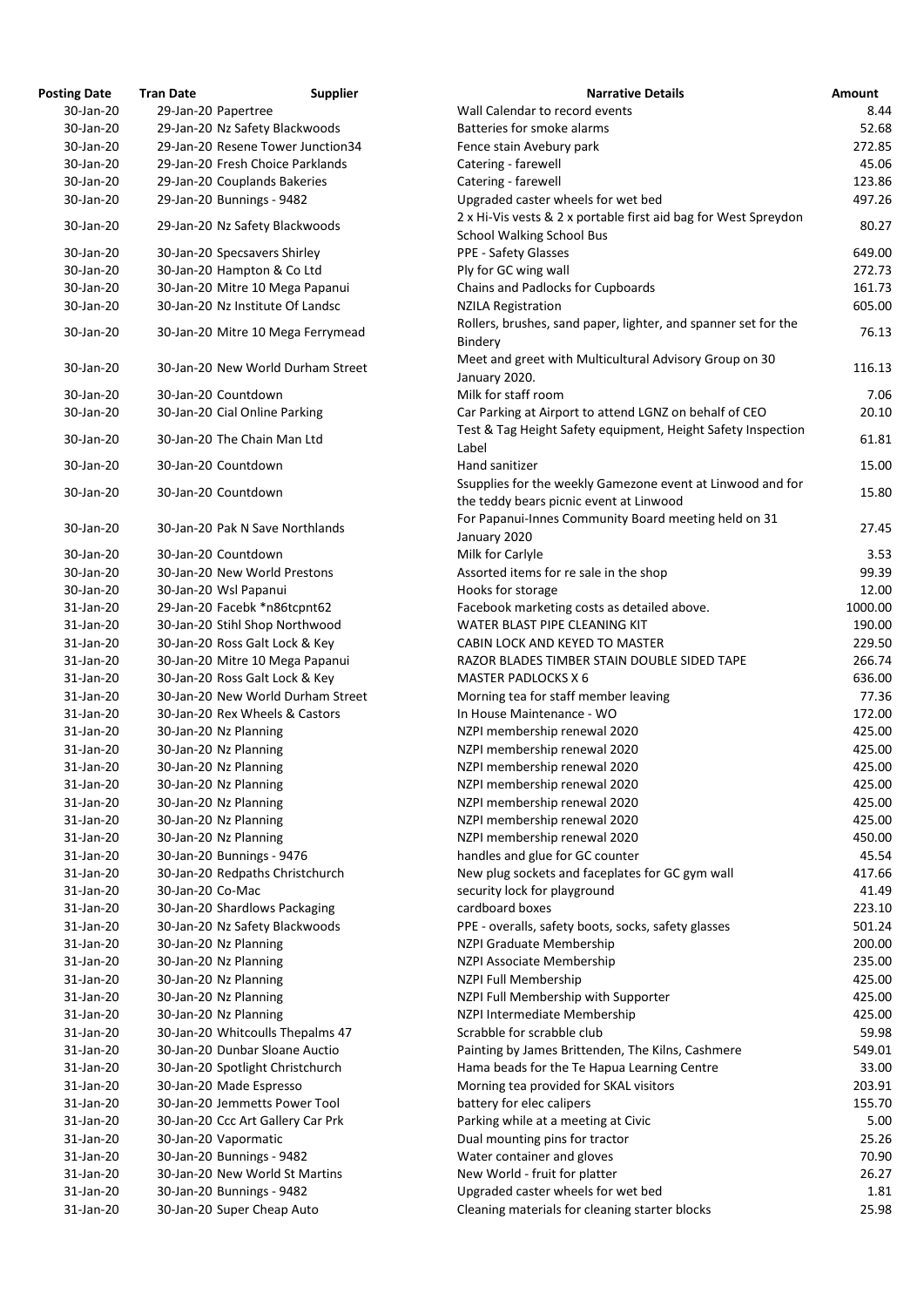| Posting Date | Tran Date | Supplier | Narrative Details | Amount |
|---|---|---|---|---|
| 30-Jan-20 | 29-Jan-20 | Papertree | Wall Calendar to record events | 8.44 |
| 30-Jan-20 | 29-Jan-20 | Nz Safety Blackwoods | Batteries for smoke alarms | 52.68 |
| 30-Jan-20 | 29-Jan-20 | Resene Tower Junction34 | Fence stain Avebury park | 272.85 |
| 30-Jan-20 | 29-Jan-20 | Fresh Choice Parklands | Catering - farewell | 45.06 |
| 30-Jan-20 | 29-Jan-20 | Couplands Bakeries | Catering - farewell | 123.86 |
| 30-Jan-20 | 29-Jan-20 | Bunnings - 9482 | Upgraded caster wheels for wet bed | 497.26 |
| 30-Jan-20 | 29-Jan-20 | Nz Safety Blackwoods | 2 x Hi-Vis vests & 2 x portable first aid bag for West Spreydon School Walking School Bus | 80.27 |
| 30-Jan-20 | 30-Jan-20 | Specsavers Shirley | PPE - Safety Glasses | 649.00 |
| 30-Jan-20 | 30-Jan-20 | Hampton & Co Ltd | Ply for GC wing wall | 272.73 |
| 30-Jan-20 | 30-Jan-20 | Mitre 10 Mega Papanui | Chains and Padlocks for Cupboards | 161.73 |
| 30-Jan-20 | 30-Jan-20 | Nz Institute Of Landsc | NZILA Registration | 605.00 |
| 30-Jan-20 | 30-Jan-20 | Mitre 10 Mega Ferrymead | Rollers, brushes, sand paper, lighter, and spanner set for the Bindery | 76.13 |
| 30-Jan-20 | 30-Jan-20 | New World Durham Street | Meet and greet with Multicultural Advisory Group on 30 January 2020. | 116.13 |
| 30-Jan-20 | 30-Jan-20 | Countdown | Milk for staff room | 7.06 |
| 30-Jan-20 | 30-Jan-20 | Cial Online Parking | Car Parking at Airport to attend LGNZ on behalf of CEO | 20.10 |
| 30-Jan-20 | 30-Jan-20 | The Chain Man Ltd | Test & Tag Height Safety equipment, Height Safety Inspection Label | 61.81 |
| 30-Jan-20 | 30-Jan-20 | Countdown | Hand sanitizer | 15.00 |
| 30-Jan-20 | 30-Jan-20 | Countdown | Ssupplies for the weekly Gamezone event at Linwood and for the teddy bears picnic event at Linwood | 15.80 |
| 30-Jan-20 | 30-Jan-20 | Pak N Save Northlands | For Papanui-Innes Community Board meeting held on 31 January 2020 | 27.45 |
| 30-Jan-20 | 30-Jan-20 | Countdown | Milk for Carlyle | 3.53 |
| 30-Jan-20 | 30-Jan-20 | New World Prestons | Assorted items for re sale in the shop | 99.39 |
| 30-Jan-20 | 30-Jan-20 | Wsl Papanui | Hooks for storage | 12.00 |
| 31-Jan-20 | 29-Jan-20 | Facebk *n86tcpnt62 | Facebook marketing costs as detailed above. | 1000.00 |
| 31-Jan-20 | 30-Jan-20 | Stihl Shop Northwood | WATER BLAST PIPE CLEANING KIT | 190.00 |
| 31-Jan-20 | 30-Jan-20 | Ross Galt Lock & Key | CABIN LOCK AND KEYED TO MASTER | 229.50 |
| 31-Jan-20 | 30-Jan-20 | Mitre 10 Mega Papanui | RAZOR BLADES TIMBER STAIN DOUBLE SIDED TAPE | 266.74 |
| 31-Jan-20 | 30-Jan-20 | Ross Galt Lock & Key | MASTER PADLOCKS X 6 | 636.00 |
| 31-Jan-20 | 30-Jan-20 | New World Durham Street | Morning tea for staff member leaving | 77.36 |
| 31-Jan-20 | 30-Jan-20 | Rex Wheels & Castors | In House Maintenance - WO | 172.00 |
| 31-Jan-20 | 30-Jan-20 | Nz Planning | NZPI membership renewal 2020 | 425.00 |
| 31-Jan-20 | 30-Jan-20 | Nz Planning | NZPI membership renewal 2020 | 425.00 |
| 31-Jan-20 | 30-Jan-20 | Nz Planning | NZPI membership renewal 2020 | 425.00 |
| 31-Jan-20 | 30-Jan-20 | Nz Planning | NZPI membership renewal 2020 | 425.00 |
| 31-Jan-20 | 30-Jan-20 | Nz Planning | NZPI membership renewal 2020 | 425.00 |
| 31-Jan-20 | 30-Jan-20 | Nz Planning | NZPI membership renewal 2020 | 425.00 |
| 31-Jan-20 | 30-Jan-20 | Nz Planning | NZPI membership renewal 2020 | 450.00 |
| 31-Jan-20 | 30-Jan-20 | Bunnings - 9476 | handles and glue for GC counter | 45.54 |
| 31-Jan-20 | 30-Jan-20 | Redpaths Christchurch | New plug sockets and faceplates for GC gym wall | 417.66 |
| 31-Jan-20 | 30-Jan-20 | Co-Mac | security lock for playground | 41.49 |
| 31-Jan-20 | 30-Jan-20 | Shardlows Packaging | cardboard boxes | 223.10 |
| 31-Jan-20 | 30-Jan-20 | Nz Safety Blackwoods | PPE - overalls, safety boots, socks, safety glasses | 501.24 |
| 31-Jan-20 | 30-Jan-20 | Nz Planning | NZPI Graduate Membership | 200.00 |
| 31-Jan-20 | 30-Jan-20 | Nz Planning | NZPI Associate Membership | 235.00 |
| 31-Jan-20 | 30-Jan-20 | Nz Planning | NZPI Full Membership | 425.00 |
| 31-Jan-20 | 30-Jan-20 | Nz Planning | NZPI Full Membership with Supporter | 425.00 |
| 31-Jan-20 | 30-Jan-20 | Nz Planning | NZPI Intermediate Membership | 425.00 |
| 31-Jan-20 | 30-Jan-20 | Whitcoulls Thepalms 47 | Scrabble for scrabble club | 59.98 |
| 31-Jan-20 | 30-Jan-20 | Dunbar Sloane Auctio | Painting by James Brittenden, The Kilns, Cashmere | 549.01 |
| 31-Jan-20 | 30-Jan-20 | Spotlight Christchurch | Hama beads for the Te Hapua Learning Centre | 33.00 |
| 31-Jan-20 | 30-Jan-20 | Made Espresso | Morning tea provided for SKAL visitors | 203.91 |
| 31-Jan-20 | 30-Jan-20 | Jemmetts Power Tool | battery for elec calipers | 155.70 |
| 31-Jan-20 | 30-Jan-20 | Ccc Art Gallery Car Prk | Parking while at a meeting at Civic | 5.00 |
| 31-Jan-20 | 30-Jan-20 | Vapormatic | Dual mounting pins for tractor | 25.26 |
| 31-Jan-20 | 30-Jan-20 | Bunnings - 9482 | Water container and gloves | 70.90 |
| 31-Jan-20 | 30-Jan-20 | New World St Martins | New World - fruit for platter | 26.27 |
| 31-Jan-20 | 30-Jan-20 | Bunnings - 9482 | Upgraded caster wheels for wet bed | 1.81 |
| 31-Jan-20 | 30-Jan-20 | Super Cheap Auto | Cleaning materials for cleaning starter blocks | 25.98 |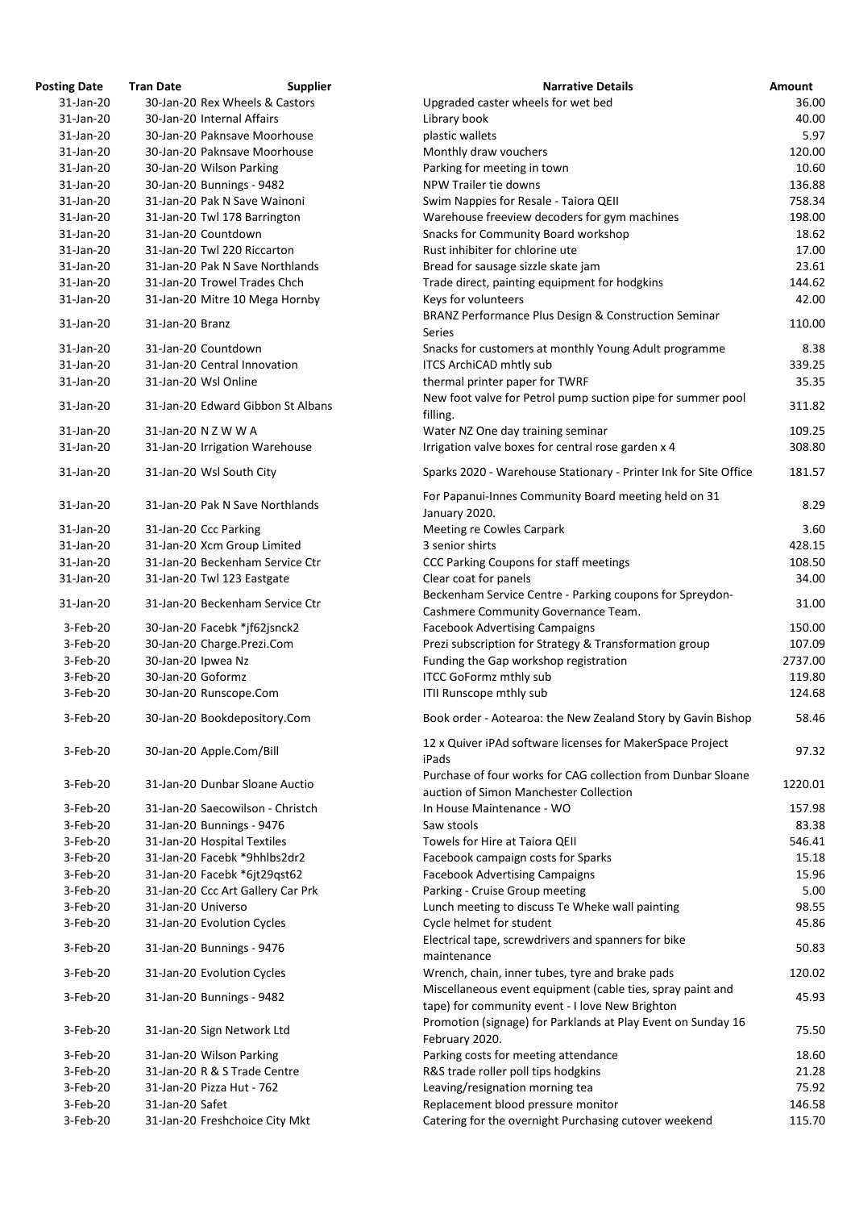| Posting Date | Tran Date | Supplier | Narrative Details | Amount |
|---|---|---|---|---|
| 31-Jan-20 | 30-Jan-20 | Rex Wheels & Castors | Upgraded caster wheels for wet bed | 36.00 |
| 31-Jan-20 | 30-Jan-20 | Internal Affairs | Library book | 40.00 |
| 31-Jan-20 | 30-Jan-20 | Paknsave Moorhouse | plastic wallets | 5.97 |
| 31-Jan-20 | 30-Jan-20 | Paknsave Moorhouse | Monthly draw vouchers | 120.00 |
| 31-Jan-20 | 30-Jan-20 | Wilson Parking | Parking for meeting in town | 10.60 |
| 31-Jan-20 | 30-Jan-20 | Bunnings - 9482 | NPW Trailer tie downs | 136.88 |
| 31-Jan-20 | 31-Jan-20 | Pak N Save Wainoni | Swim Nappies for Resale - Taiora QEII | 758.34 |
| 31-Jan-20 | 31-Jan-20 | Twl 178 Barrington | Warehouse freeview decoders for gym machines | 198.00 |
| 31-Jan-20 | 31-Jan-20 | Countdown | Snacks for Community Board workshop | 18.62 |
| 31-Jan-20 | 31-Jan-20 | Twl 220 Riccarton | Rust inhibiter for chlorine ute | 17.00 |
| 31-Jan-20 | 31-Jan-20 | Pak N Save Northlands | Bread for sausage sizzle skate jam | 23.61 |
| 31-Jan-20 | 31-Jan-20 | Trowel Trades Chch | Trade direct, painting equipment for hodgkins | 144.62 |
| 31-Jan-20 | 31-Jan-20 | Mitre 10 Mega Hornby | Keys for volunteers | 42.00 |
| 31-Jan-20 | 31-Jan-20 | Branz | BRANZ Performance Plus Design & Construction Seminar Series | 110.00 |
| 31-Jan-20 | 31-Jan-20 | Countdown | Snacks for customers at monthly Young Adult programme | 8.38 |
| 31-Jan-20 | 31-Jan-20 | Central Innovation | ITCS ArchiCAD mhtly sub | 339.25 |
| 31-Jan-20 | 31-Jan-20 | Wsl Online | thermal printer paper for TWRF | 35.35 |
| 31-Jan-20 | 31-Jan-20 | Edward Gibbon St Albans | New foot valve for Petrol pump suction pipe for summer pool filling. | 311.82 |
| 31-Jan-20 | 31-Jan-20 | N Z W W A | Water NZ One day training seminar | 109.25 |
| 31-Jan-20 | 31-Jan-20 | Irrigation Warehouse | Irrigation valve boxes for central rose garden x 4 | 308.80 |
| 31-Jan-20 | 31-Jan-20 | Wsl South City | Sparks 2020 - Warehouse Stationary - Printer Ink for Site Office | 181.57 |
| 31-Jan-20 | 31-Jan-20 | Pak N Save Northlands | For Papanui-Innes Community Board meeting held on 31 January 2020. | 8.29 |
| 31-Jan-20 | 31-Jan-20 | Ccc Parking | Meeting re Cowles Carpark | 3.60 |
| 31-Jan-20 | 31-Jan-20 | Xcm Group Limited | 3 senior shirts | 428.15 |
| 31-Jan-20 | 31-Jan-20 | Beckenham Service Ctr | CCC Parking Coupons for staff meetings | 108.50 |
| 31-Jan-20 | 31-Jan-20 | Twl 123 Eastgate | Clear coat for panels | 34.00 |
| 31-Jan-20 | 31-Jan-20 | Beckenham Service Ctr | Beckenham Service Centre - Parking coupons for Spreydon-Cashmere Community Governance Team. | 31.00 |
| 3-Feb-20 | 30-Jan-20 | Facebk *jf62jsnck2 | Facebook Advertising Campaigns | 150.00 |
| 3-Feb-20 | 30-Jan-20 | Charge.Prezi.Com | Prezi subscription for Strategy & Transformation group | 107.09 |
| 3-Feb-20 | 30-Jan-20 | Ipwea Nz | Funding the Gap workshop registration | 2737.00 |
| 3-Feb-20 | 30-Jan-20 | Goformz | ITCC GoFormz mthly sub | 119.80 |
| 3-Feb-20 | 30-Jan-20 | Runscope.Com | ITII Runscope mthly sub | 124.68 |
| 3-Feb-20 | 30-Jan-20 | Bookdepository.Com | Book order - Aotearoa: the New Zealand Story by Gavin Bishop | 58.46 |
| 3-Feb-20 | 30-Jan-20 | Apple.Com/Bill | 12 x Quiver iPAd software licenses for MakerSpace Project iPads | 97.32 |
| 3-Feb-20 | 31-Jan-20 | Dunbar Sloane Auctio | Purchase of four works for CAG collection from Dunbar Sloane auction of Simon Manchester Collection | 1220.01 |
| 3-Feb-20 | 31-Jan-20 | Saecowilson - Christch | In House Maintenance - WO | 157.98 |
| 3-Feb-20 | 31-Jan-20 | Bunnings - 9476 | Saw stools | 83.38 |
| 3-Feb-20 | 31-Jan-20 | Hospital Textiles | Towels for Hire at Taiora QEII | 546.41 |
| 3-Feb-20 | 31-Jan-20 | Facebk *9hhlbs2dr2 | Facebook campaign costs for Sparks | 15.18 |
| 3-Feb-20 | 31-Jan-20 | Facebk *6jt29qst62 | Facebook Advertising Campaigns | 15.96 |
| 3-Feb-20 | 31-Jan-20 | Ccc Art Gallery Car Prk | Parking - Cruise Group meeting | 5.00 |
| 3-Feb-20 | 31-Jan-20 | Universo | Lunch meeting to discuss Te Wheke wall painting | 98.55 |
| 3-Feb-20 | 31-Jan-20 | Evolution Cycles | Cycle helmet for student | 45.86 |
| 3-Feb-20 | 31-Jan-20 | Bunnings - 9476 | Electrical tape, screwdrivers and spanners for bike maintenance | 50.83 |
| 3-Feb-20 | 31-Jan-20 | Evolution Cycles | Wrench, chain, inner tubes, tyre and brake pads | 120.02 |
| 3-Feb-20 | 31-Jan-20 | Bunnings - 9482 | Miscellaneous event equipment (cable ties, spray paint and tape) for community event - I love New Brighton | 45.93 |
| 3-Feb-20 | 31-Jan-20 | Sign Network Ltd | Promotion (signage) for Parklands at Play Event on Sunday 16 February 2020. | 75.50 |
| 3-Feb-20 | 31-Jan-20 | Wilson Parking | Parking costs for meeting attendance | 18.60 |
| 3-Feb-20 | 31-Jan-20 | R & S Trade Centre | R&S trade roller poll tips hodgkins | 21.28 |
| 3-Feb-20 | 31-Jan-20 | Pizza Hut - 762 | Leaving/resignation morning tea | 75.92 |
| 3-Feb-20 | 31-Jan-20 | Safet | Replacement blood pressure monitor | 146.58 |
| 3-Feb-20 | 31-Jan-20 | Freshchoice City Mkt | Catering for the overnight Purchasing cutover weekend | 115.70 |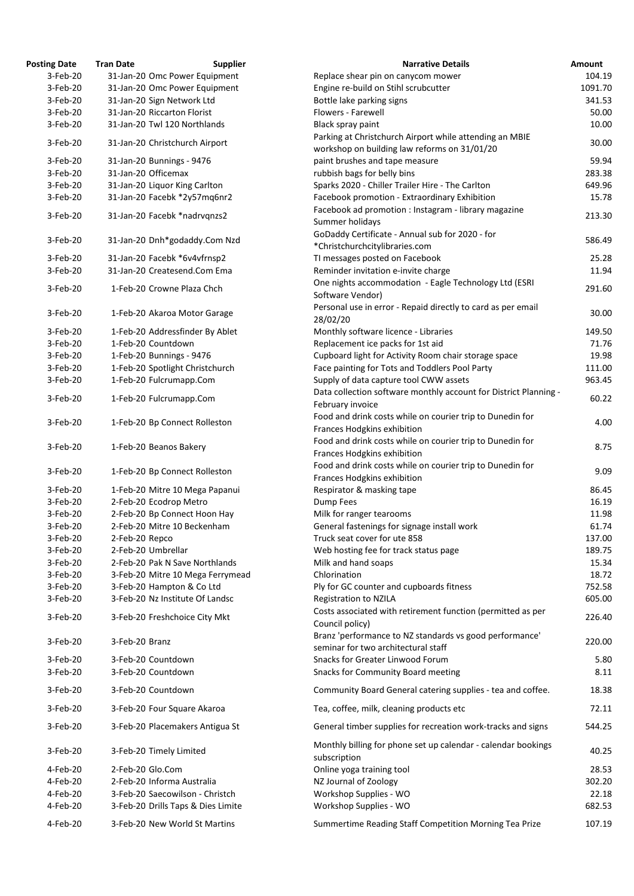| Posting Date | Tran Date | Supplier | Narrative Details | Amount |
|---|---|---|---|---|
| 3-Feb-20 | 31-Jan-20 | Omc Power Equipment | Replace shear pin on canycom mower | 104.19 |
| 3-Feb-20 | 31-Jan-20 | Omc Power Equipment | Engine re-build on Stihl scrubcutter | 1091.70 |
| 3-Feb-20 | 31-Jan-20 | Sign Network Ltd | Bottle lake parking signs | 341.53 |
| 3-Feb-20 | 31-Jan-20 | Riccarton Florist | Flowers - Farewell | 50.00 |
| 3-Feb-20 | 31-Jan-20 | Twl 120 Northlands | Black spray paint | 10.00 |
| 3-Feb-20 | 31-Jan-20 | Christchurch Airport | Parking at Christchurch Airport while attending an MBIE workshop on building law reforms on 31/01/20 | 30.00 |
| 3-Feb-20 | 31-Jan-20 | Bunnings - 9476 | paint brushes and tape measure | 59.94 |
| 3-Feb-20 | 31-Jan-20 | Officemax | rubbish bags for belly bins | 283.38 |
| 3-Feb-20 | 31-Jan-20 | Liquor King Carlton | Sparks 2020 - Chiller Trailer Hire - The Carlton | 649.96 |
| 3-Feb-20 | 31-Jan-20 | Facebk *2y57mq6nr2 | Facebook promotion - Extraordinary Exhibition | 15.78 |
| 3-Feb-20 | 31-Jan-20 | Facebk *nadrvqnzs2 | Facebook ad promotion : Instagram - library magazine Summer holidays | 213.30 |
| 3-Feb-20 | 31-Jan-20 | Dnh*godaddy.Com Nzd | GoDaddy Certificate - Annual sub for 2020 - for *Christchurchcitylibraries.com | 586.49 |
| 3-Feb-20 | 31-Jan-20 | Facebk *6v4vfrnsp2 | TI messages posted on Facebook | 25.28 |
| 3-Feb-20 | 31-Jan-20 | Createsend.Com Ema | Reminder invitation e-invite charge | 11.94 |
| 3-Feb-20 | 1-Feb-20 | Crowne Plaza Chch | One nights accommodation - Eagle Technology Ltd (ESRI Software Vendor) | 291.60 |
| 3-Feb-20 | 1-Feb-20 | Akaroa Motor Garage | Personal use in error - Repaid directly to card as per email 28/02/20 | 30.00 |
| 3-Feb-20 | 1-Feb-20 | Addressfinder By Ablet | Monthly software licence - Libraries | 149.50 |
| 3-Feb-20 | 1-Feb-20 | Countdown | Replacement ice packs for 1st aid | 71.76 |
| 3-Feb-20 | 1-Feb-20 | Bunnings - 9476 | Cupboard light for Activity Room chair storage space | 19.98 |
| 3-Feb-20 | 1-Feb-20 | Spotlight Christchurch | Face painting for Tots and Toddlers Pool Party | 111.00 |
| 3-Feb-20 | 1-Feb-20 | Fulcrumapp.Com | Supply of data capture tool CWW assets | 963.45 |
| 3-Feb-20 | 1-Feb-20 | Fulcrumapp.Com | Data collection software monthly account for District Planning - February invoice | 60.22 |
| 3-Feb-20 | 1-Feb-20 | Bp Connect Rolleston | Food and drink costs while on courier trip to Dunedin for Frances Hodgkins exhibition | 4.00 |
| 3-Feb-20 | 1-Feb-20 | Beanos Bakery | Food and drink costs while on courier trip to Dunedin for Frances Hodgkins exhibition | 8.75 |
| 3-Feb-20 | 1-Feb-20 | Bp Connect Rolleston | Food and drink costs while on courier trip to Dunedin for Frances Hodgkins exhibition | 9.09 |
| 3-Feb-20 | 1-Feb-20 | Mitre 10 Mega Papanui | Respirator & masking tape | 86.45 |
| 3-Feb-20 | 2-Feb-20 | Ecodrop Metro | Dump Fees | 16.19 |
| 3-Feb-20 | 2-Feb-20 | Bp Connect Hoon Hay | Milk for ranger tearooms | 11.98 |
| 3-Feb-20 | 2-Feb-20 | Mitre 10 Beckenham | General fastenings for signage install work | 61.74 |
| 3-Feb-20 | 2-Feb-20 | Repco | Truck seat cover for ute 858 | 137.00 |
| 3-Feb-20 | 2-Feb-20 | Umbrellar | Web hosting fee for track status page | 189.75 |
| 3-Feb-20 | 2-Feb-20 | Pak N Save Northlands | Milk and hand soaps | 15.34 |
| 3-Feb-20 | 3-Feb-20 | Mitre 10 Mega Ferrymead | Chlorination | 18.72 |
| 3-Feb-20 | 3-Feb-20 | Hampton & Co Ltd | Ply for GC counter and cupboards fitness | 752.58 |
| 3-Feb-20 | 3-Feb-20 | Nz Institute Of Landsc | Registration to NZILA | 605.00 |
| 3-Feb-20 | 3-Feb-20 | Freshchoice City Mkt | Costs associated with retirement function (permitted as per Council policy) | 226.40 |
| 3-Feb-20 | 3-Feb-20 | Branz | Branz 'performance to NZ standards vs good performance' seminar for two architectural staff | 220.00 |
| 3-Feb-20 | 3-Feb-20 | Countdown | Snacks for Greater Linwood Forum | 5.80 |
| 3-Feb-20 | 3-Feb-20 | Countdown | Snacks for Community Board meeting | 8.11 |
| 3-Feb-20 | 3-Feb-20 | Countdown | Community Board General catering supplies - tea and coffee. | 18.38 |
| 3-Feb-20 | 3-Feb-20 | Four Square Akaroa | Tea, coffee, milk, cleaning products etc | 72.11 |
| 3-Feb-20 | 3-Feb-20 | Placemakers Antigua St | General timber supplies for recreation work-tracks and signs | 544.25 |
| 3-Feb-20 | 3-Feb-20 | Timely Limited | Monthly billing for phone set up calendar - calendar bookings subscription | 40.25 |
| 4-Feb-20 | 2-Feb-20 | Glo.Com | Online yoga training tool | 28.53 |
| 4-Feb-20 | 2-Feb-20 | Informa Australia | NZ Journal of Zoology | 302.20 |
| 4-Feb-20 | 3-Feb-20 | Saecowilson - Christch | Workshop Supplies - WO | 22.18 |
| 4-Feb-20 | 3-Feb-20 | Drills Taps & Dies Limite | Workshop Supplies - WO | 682.53 |
| 4-Feb-20 | 3-Feb-20 | New World St Martins | Summertime Reading Staff Competition Morning Tea Prize | 107.19 |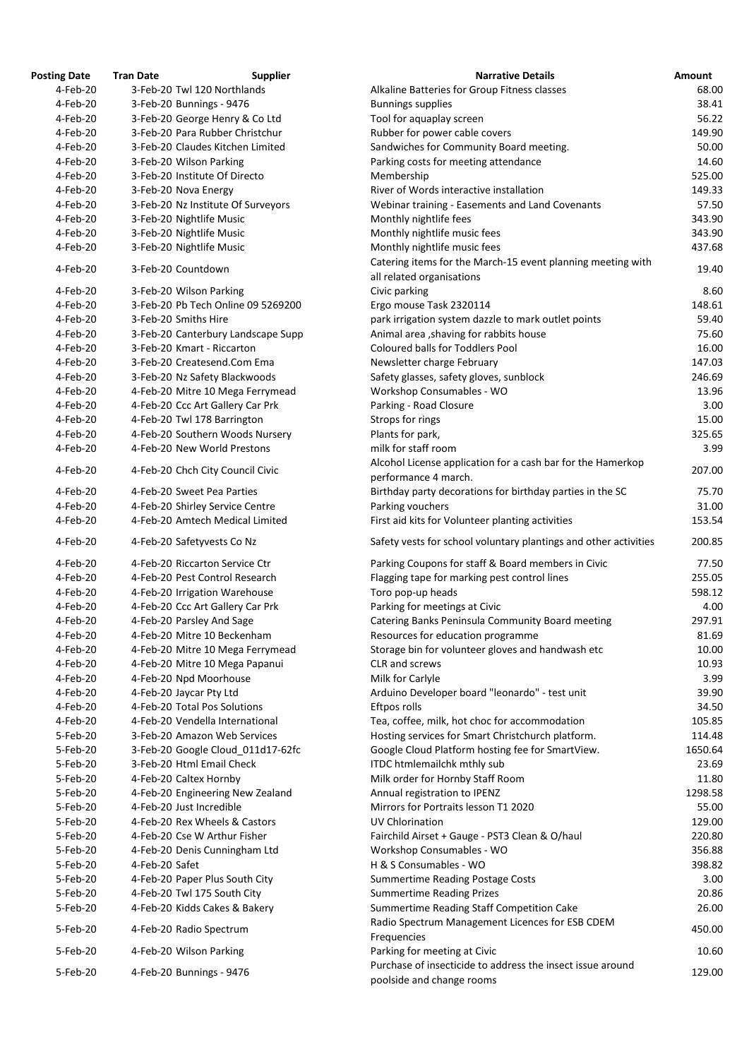| Posting Date | Tran Date | Supplier | Narrative Details | Amount |
|---|---|---|---|---|
| 4-Feb-20 | 3-Feb-20 | Twl 120 Northlands | Alkaline Batteries for Group Fitness classes | 68.00 |
| 4-Feb-20 | 3-Feb-20 | Bunnings - 9476 | Bunnings supplies | 38.41 |
| 4-Feb-20 | 3-Feb-20 | George Henry & Co Ltd | Tool for aquaplay screen | 56.22 |
| 4-Feb-20 | 3-Feb-20 | Para Rubber Christchur | Rubber for power cable covers | 149.90 |
| 4-Feb-20 | 3-Feb-20 | Claudes Kitchen Limited | Sandwiches for Community Board meeting. | 50.00 |
| 4-Feb-20 | 3-Feb-20 | Wilson Parking | Parking costs for meeting attendance | 14.60 |
| 4-Feb-20 | 3-Feb-20 | Institute Of Directo | Membership | 525.00 |
| 4-Feb-20 | 3-Feb-20 | Nova Energy | River of Words interactive installation | 149.33 |
| 4-Feb-20 | 3-Feb-20 | Nz Institute Of Surveyors | Webinar training - Easements and Land Covenants | 57.50 |
| 4-Feb-20 | 3-Feb-20 | Nightlife Music | Monthly nightlife fees | 343.90 |
| 4-Feb-20 | 3-Feb-20 | Nightlife Music | Monthly nightlife music fees | 343.90 |
| 4-Feb-20 | 3-Feb-20 | Nightlife Music | Monthly nightlife music fees | 437.68 |
| 4-Feb-20 | 3-Feb-20 | Countdown | Catering items for the March-15 event planning meeting with all related organisations | 19.40 |
| 4-Feb-20 | 3-Feb-20 | Wilson Parking | Civic parking | 8.60 |
| 4-Feb-20 | 3-Feb-20 | Pb Tech Online 09 5269200 | Ergo mouse Task 2320114 | 148.61 |
| 4-Feb-20 | 3-Feb-20 | Smiths Hire | park irrigation system dazzle to mark outlet points | 59.40 |
| 4-Feb-20 | 3-Feb-20 | Canterbury Landscape Supp | Animal area ,shaving for rabbits house | 75.60 |
| 4-Feb-20 | 3-Feb-20 | Kmart - Riccarton | Coloured balls for Toddlers Pool | 16.00 |
| 4-Feb-20 | 3-Feb-20 | Createsend.Com Ema | Newsletter charge February | 147.03 |
| 4-Feb-20 | 3-Feb-20 | Nz Safety Blackwoods | Safety glasses, safety gloves, sunblock | 246.69 |
| 4-Feb-20 | 4-Feb-20 | Mitre 10 Mega Ferrymead | Workshop Consumables - WO | 13.96 |
| 4-Feb-20 | 4-Feb-20 | Ccc Art Gallery Car Prk | Parking - Road Closure | 3.00 |
| 4-Feb-20 | 4-Feb-20 | Twl 178 Barrington | Strops for rings | 15.00 |
| 4-Feb-20 | 4-Feb-20 | Southern Woods Nursery | Plants for park, | 325.65 |
| 4-Feb-20 | 4-Feb-20 | New World Prestons | milk for staff room | 3.99 |
| 4-Feb-20 | 4-Feb-20 | Chch City Council Civic | Alcohol License application for a cash bar for the Hamerkop performance 4 march. | 207.00 |
| 4-Feb-20 | 4-Feb-20 | Sweet Pea Parties | Birthday party decorations for birthday parties in the SC | 75.70 |
| 4-Feb-20 | 4-Feb-20 | Shirley Service Centre | Parking vouchers | 31.00 |
| 4-Feb-20 | 4-Feb-20 | Amtech Medical Limited | First aid kits for Volunteer planting activities | 153.54 |
| 4-Feb-20 | 4-Feb-20 | Safetyvests Co Nz | Safety vests for school voluntary plantings and other activities | 200.85 |
| 4-Feb-20 | 4-Feb-20 | Riccarton Service Ctr | Parking Coupons for staff & Board members in Civic | 77.50 |
| 4-Feb-20 | 4-Feb-20 | Pest Control Research | Flagging tape for marking pest control lines | 255.05 |
| 4-Feb-20 | 4-Feb-20 | Irrigation Warehouse | Toro pop-up heads | 598.12 |
| 4-Feb-20 | 4-Feb-20 | Ccc Art Gallery Car Prk | Parking for meetings at Civic | 4.00 |
| 4-Feb-20 | 4-Feb-20 | Parsley And Sage | Catering Banks Peninsula Community Board meeting | 297.91 |
| 4-Feb-20 | 4-Feb-20 | Mitre 10 Beckenham | Resources for education programme | 81.69 |
| 4-Feb-20 | 4-Feb-20 | Mitre 10 Mega Ferrymead | Storage bin for volunteer gloves and handwash etc | 10.00 |
| 4-Feb-20 | 4-Feb-20 | Mitre 10 Mega Papanui | CLR and screws | 10.93 |
| 4-Feb-20 | 4-Feb-20 | Npd Moorhouse | Milk for Carlyle | 3.99 |
| 4-Feb-20 | 4-Feb-20 | Jaycar Pty Ltd | Arduino Developer board "leonardo" - test unit | 39.90 |
| 4-Feb-20 | 4-Feb-20 | Total Pos Solutions | Eftpos rolls | 34.50 |
| 4-Feb-20 | 4-Feb-20 | Vendella International | Tea, coffee, milk, hot choc for accommodation | 105.85 |
| 5-Feb-20 | 3-Feb-20 | Amazon Web Services | Hosting services for Smart Christchurch platform. | 114.48 |
| 5-Feb-20 | 3-Feb-20 | Google Cloud_011d17-62fc | Google Cloud Platform hosting fee for SmartView. | 1650.64 |
| 5-Feb-20 | 3-Feb-20 | Html Email Check | ITDC htmlemailchk mthly sub | 23.69 |
| 5-Feb-20 | 4-Feb-20 | Caltex Hornby | Milk order for Hornby Staff Room | 11.80 |
| 5-Feb-20 | 4-Feb-20 | Engineering New Zealand | Annual registration to IPENZ | 1298.58 |
| 5-Feb-20 | 4-Feb-20 | Just Incredible | Mirrors for Portraits lesson T1 2020 | 55.00 |
| 5-Feb-20 | 4-Feb-20 | Rex Wheels & Castors | UV Chlorination | 129.00 |
| 5-Feb-20 | 4-Feb-20 | Cse W Arthur Fisher | Fairchild Airset + Gauge - PST3 Clean & O/haul | 220.80 |
| 5-Feb-20 | 4-Feb-20 | Denis Cunningham Ltd | Workshop Consumables - WO | 356.88 |
| 5-Feb-20 | 4-Feb-20 | Safet | H & S Consumables - WO | 398.82 |
| 5-Feb-20 | 4-Feb-20 | Paper Plus South City | Summertime Reading Postage Costs | 3.00 |
| 5-Feb-20 | 4-Feb-20 | Twl 175 South City | Summertime Reading Prizes | 20.86 |
| 5-Feb-20 | 4-Feb-20 | Kidds Cakes & Bakery | Summertime Reading Staff Competition Cake | 26.00 |
| 5-Feb-20 | 4-Feb-20 | Radio Spectrum | Radio Spectrum Management Licences for ESB CDEM Frequencies | 450.00 |
| 5-Feb-20 | 4-Feb-20 | Wilson Parking | Parking for meeting at Civic | 10.60 |
| 5-Feb-20 | 4-Feb-20 | Bunnings - 9476 | Purchase of insecticide to address the insect issue around poolside and change rooms | 129.00 |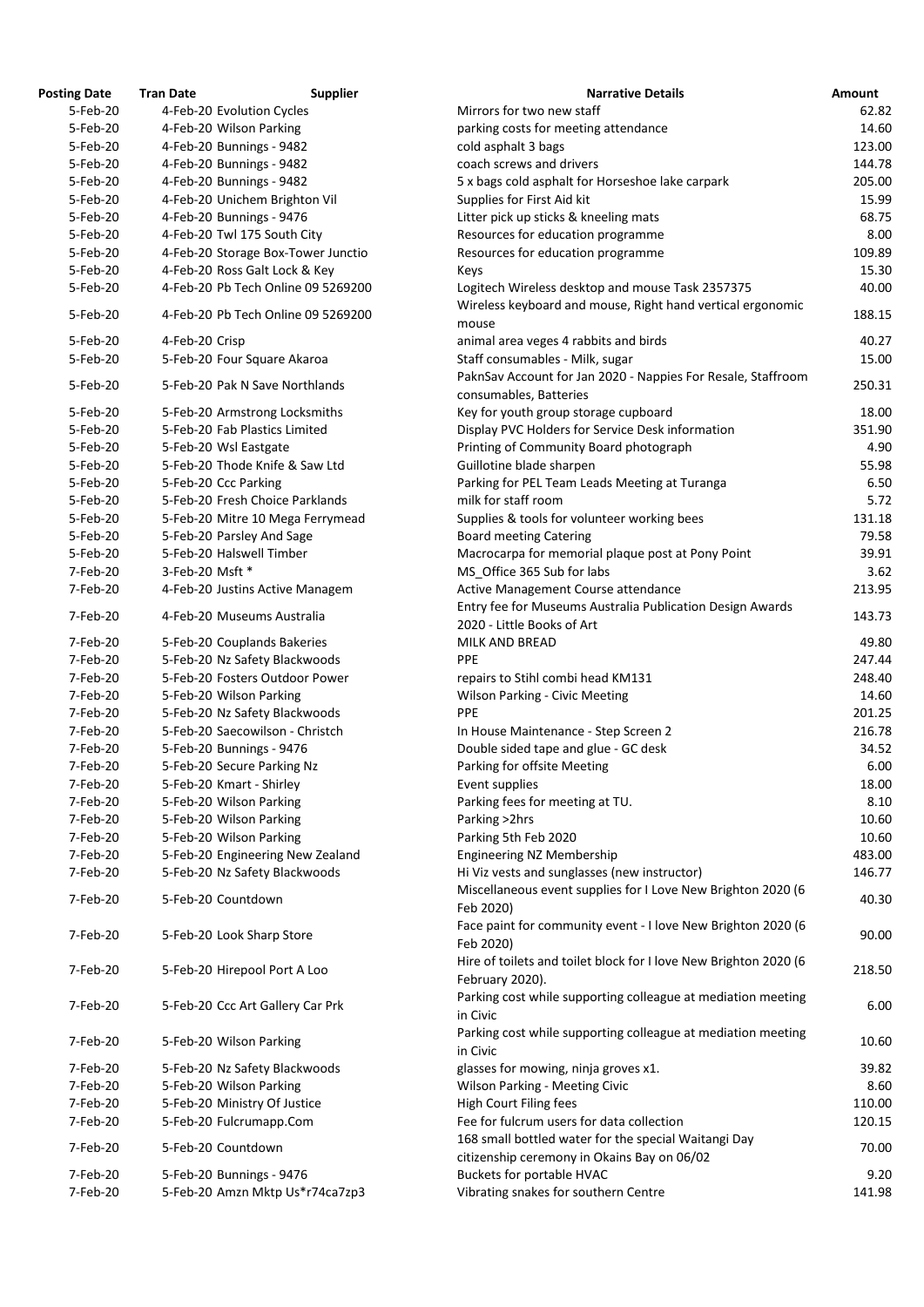| Posting Date | Tran Date | Supplier | Narrative Details | Amount |
|---|---|---|---|---|
| 5-Feb-20 | 4-Feb-20 | Evolution Cycles | Mirrors for two new staff | 62.82 |
| 5-Feb-20 | 4-Feb-20 | Wilson Parking | parking costs for meeting attendance | 14.60 |
| 5-Feb-20 | 4-Feb-20 | Bunnings - 9482 | cold asphalt 3 bags | 123.00 |
| 5-Feb-20 | 4-Feb-20 | Bunnings - 9482 | coach screws and drivers | 144.78 |
| 5-Feb-20 | 4-Feb-20 | Bunnings - 9482 | 5 x bags cold asphalt for Horseshoe lake carpark | 205.00 |
| 5-Feb-20 | 4-Feb-20 | Unichem Brighton Vil | Supplies for First Aid kit | 15.99 |
| 5-Feb-20 | 4-Feb-20 | Bunnings - 9476 | Litter pick up sticks & kneeling mats | 68.75 |
| 5-Feb-20 | 4-Feb-20 | Twl 175 South City | Resources for education programme | 8.00 |
| 5-Feb-20 | 4-Feb-20 | Storage Box-Tower Junctio | Resources for education programme | 109.89 |
| 5-Feb-20 | 4-Feb-20 | Ross Galt Lock & Key | Keys | 15.30 |
| 5-Feb-20 | 4-Feb-20 | Pb Tech Online 09 5269200 | Logitech Wireless desktop and mouse Task 2357375 | 40.00 |
| 5-Feb-20 | 4-Feb-20 | Pb Tech Online 09 5269200 | Wireless keyboard and mouse, Right hand vertical ergonomic mouse | 188.15 |
| 5-Feb-20 | 4-Feb-20 | Crisp | animal area veges 4 rabbits and birds | 40.27 |
| 5-Feb-20 | 5-Feb-20 | Four Square Akaroa | Staff consumables - Milk, sugar | 15.00 |
| 5-Feb-20 | 5-Feb-20 | Pak N Save Northlands | PaknSav Account for Jan 2020 - Nappies For Resale, Staffroom consumables, Batteries | 250.31 |
| 5-Feb-20 | 5-Feb-20 | Armstrong Locksmiths | Key for youth group storage cupboard | 18.00 |
| 5-Feb-20 | 5-Feb-20 | Fab Plastics Limited | Display PVC Holders for Service Desk information | 351.90 |
| 5-Feb-20 | 5-Feb-20 | Wsl Eastgate | Printing of Community Board photograph | 4.90 |
| 5-Feb-20 | 5-Feb-20 | Thode Knife & Saw Ltd | Guillotine blade sharpen | 55.98 |
| 5-Feb-20 | 5-Feb-20 | Ccc Parking | Parking for PEL Team Leads Meeting at Turanga | 6.50 |
| 5-Feb-20 | 5-Feb-20 | Fresh Choice Parklands | milk for staff room | 5.72 |
| 5-Feb-20 | 5-Feb-20 | Mitre 10 Mega Ferrymead | Supplies & tools for volunteer working bees | 131.18 |
| 5-Feb-20 | 5-Feb-20 | Parsley And Sage | Board meeting Catering | 79.58 |
| 5-Feb-20 | 5-Feb-20 | Halswell Timber | Macrocarpa for memorial plaque post at Pony Point | 39.91 |
| 7-Feb-20 | 3-Feb-20 | Msft * | MS_Office 365 Sub for labs | 3.62 |
| 7-Feb-20 | 4-Feb-20 | Justins Active Managem | Active Management Course attendance | 213.95 |
| 7-Feb-20 | 4-Feb-20 | Museums Australia | Entry fee for Museums Australia Publication Design Awards 2020 - Little Books of Art | 143.73 |
| 7-Feb-20 | 5-Feb-20 | Couplands Bakeries | MILK AND BREAD | 49.80 |
| 7-Feb-20 | 5-Feb-20 | Nz Safety Blackwoods | PPE | 247.44 |
| 7-Feb-20 | 5-Feb-20 | Fosters Outdoor Power | repairs to Stihl combi head KM131 | 248.40 |
| 7-Feb-20 | 5-Feb-20 | Wilson Parking | Wilson Parking - Civic Meeting | 14.60 |
| 7-Feb-20 | 5-Feb-20 | Nz Safety Blackwoods | PPE | 201.25 |
| 7-Feb-20 | 5-Feb-20 | Saecowilson - Christch | In House Maintenance - Step Screen 2 | 216.78 |
| 7-Feb-20 | 5-Feb-20 | Bunnings - 9476 | Double sided tape and glue - GC desk | 34.52 |
| 7-Feb-20 | 5-Feb-20 | Secure Parking Nz | Parking for offsite Meeting | 6.00 |
| 7-Feb-20 | 5-Feb-20 | Kmart - Shirley | Event supplies | 18.00 |
| 7-Feb-20 | 5-Feb-20 | Wilson Parking | Parking fees for meeting at TU. | 8.10 |
| 7-Feb-20 | 5-Feb-20 | Wilson Parking | Parking >2hrs | 10.60 |
| 7-Feb-20 | 5-Feb-20 | Wilson Parking | Parking 5th Feb 2020 | 10.60 |
| 7-Feb-20 | 5-Feb-20 | Engineering New Zealand | Engineering NZ Membership | 483.00 |
| 7-Feb-20 | 5-Feb-20 | Nz Safety Blackwoods | Hi Viz vests and sunglasses (new instructor) | 146.77 |
| 7-Feb-20 | 5-Feb-20 | Countdown | Miscellaneous event supplies for I Love New Brighton 2020 (6 Feb 2020) | 40.30 |
| 7-Feb-20 | 5-Feb-20 | Look Sharp Store | Face paint for community event - I love New Brighton 2020 (6 Feb 2020) | 90.00 |
| 7-Feb-20 | 5-Feb-20 | Hirepool Port A Loo | Hire of toilets and toilet block for I love New Brighton 2020 (6 February 2020). | 218.50 |
| 7-Feb-20 | 5-Feb-20 | Ccc Art Gallery Car Prk | Parking cost while supporting colleague at mediation meeting in Civic | 6.00 |
| 7-Feb-20 | 5-Feb-20 | Wilson Parking | Parking cost while supporting colleague at mediation meeting in Civic | 10.60 |
| 7-Feb-20 | 5-Feb-20 | Nz Safety Blackwoods | glasses for mowing, ninja groves x1. | 39.82 |
| 7-Feb-20 | 5-Feb-20 | Wilson Parking | Wilson Parking - Meeting Civic | 8.60 |
| 7-Feb-20 | 5-Feb-20 | Ministry Of Justice | High Court Filing fees | 110.00 |
| 7-Feb-20 | 5-Feb-20 | Fulcrumapp.Com | Fee for fulcrum users for data collection | 120.15 |
| 7-Feb-20 | 5-Feb-20 | Countdown | 168 small bottled water for the special Waitangi Day citizenship ceremony in Okains Bay on 06/02 | 70.00 |
| 7-Feb-20 | 5-Feb-20 | Bunnings - 9476 | Buckets for portable HVAC | 9.20 |
| 7-Feb-20 | 5-Feb-20 | Amzn Mktp Us*r74ca7zp3 | Vibrating snakes for southern Centre | 141.98 |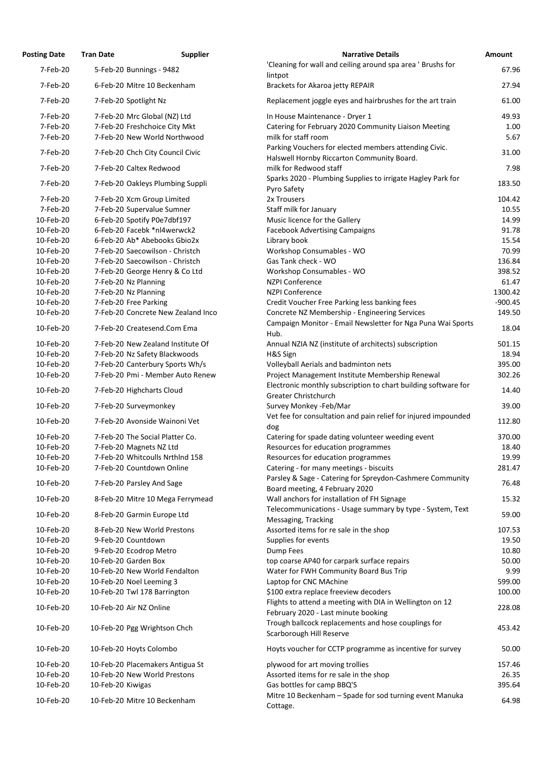| Posting Date | Tran Date | Supplier | Narrative Details | Amount |
|---|---|---|---|---|
| 7-Feb-20 | 5-Feb-20 | Bunnings - 9482 | 'Cleaning for wall and ceiling around spa area ' Brushs for lintpot | 67.96 |
| 7-Feb-20 | 6-Feb-20 | Mitre 10 Beckenham | Brackets for Akaroa jetty REPAIR | 27.94 |
| 7-Feb-20 | 7-Feb-20 | Spotlight Nz | Replacement joggle eyes and hairbrushes for the art train | 61.00 |
| 7-Feb-20 | 7-Feb-20 | Mrc Global (NZ) Ltd | In House Maintenance - Dryer 1 | 49.93 |
| 7-Feb-20 | 7-Feb-20 | Freshchoice City Mkt | Catering for February 2020 Community Liaison Meeting | 1.00 |
| 7-Feb-20 | 7-Feb-20 | New World Northwood | milk for staff room | 5.67 |
| 7-Feb-20 | 7-Feb-20 | Chch City Council Civic | Parking Vouchers for elected members attending Civic. Halswell Hornby Riccarton Community Board. | 31.00 |
| 7-Feb-20 | 7-Feb-20 | Caltex Redwood | milk for Redwood staff | 7.98 |
| 7-Feb-20 | 7-Feb-20 | Oakleys Plumbing Suppli | Sparks 2020 - Plumbing Supplies to irrigate Hagley Park for Pyro Safety | 183.50 |
| 7-Feb-20 | 7-Feb-20 | Xcm Group Limited | 2x Trousers | 104.42 |
| 7-Feb-20 | 7-Feb-20 | Supervalue Sumner | Staff milk for January | 10.55 |
| 10-Feb-20 | 6-Feb-20 | Spotify P0e7dbf197 | Music licence for the Gallery | 14.99 |
| 10-Feb-20 | 6-Feb-20 | Facebk *nl4werwck2 | Facebook Advertising Campaigns | 91.78 |
| 10-Feb-20 | 6-Feb-20 | Ab* Abebooks Gbio2x | Library book | 15.54 |
| 10-Feb-20 | 7-Feb-20 | Saecowilson - Christch | Workshop Consumables - WO | 70.99 |
| 10-Feb-20 | 7-Feb-20 | Saecowilson - Christch | Gas Tank check - WO | 136.84 |
| 10-Feb-20 | 7-Feb-20 | George Henry & Co Ltd | Workshop Consumables - WO | 398.52 |
| 10-Feb-20 | 7-Feb-20 | Nz Planning | NZPI Conference | 61.47 |
| 10-Feb-20 | 7-Feb-20 | Nz Planning | NZPI Conference | 1300.42 |
| 10-Feb-20 | 7-Feb-20 | Free Parking | Credit Voucher Free Parking less banking fees | -900.45 |
| 10-Feb-20 | 7-Feb-20 | Concrete New Zealand Inco | Concrete NZ Membership - Engineering Services | 149.50 |
| 10-Feb-20 | 7-Feb-20 | Createsend.Com Ema | Campaign Monitor - Email Newsletter for Nga Puna Wai Sports Hub. | 18.04 |
| 10-Feb-20 | 7-Feb-20 | New Zealand Institute Of | Annual NZIA NZ (institute of architects) subscription | 501.15 |
| 10-Feb-20 | 7-Feb-20 | Nz Safety Blackwoods | H&S Sign | 18.94 |
| 10-Feb-20 | 7-Feb-20 | Canterbury Sports Wh/s | Volleyball Aerials and badminton nets | 395.00 |
| 10-Feb-20 | 7-Feb-20 | Pmi - Member Auto Renew | Project Management Institute Membership Renewal | 302.26 |
| 10-Feb-20 | 7-Feb-20 | Highcharts Cloud | Electronic monthly subscription to chart building software for Greater Christchurch | 14.40 |
| 10-Feb-20 | 7-Feb-20 | Surveymonkey | Survey Monkey -Feb/Mar | 39.00 |
| 10-Feb-20 | 7-Feb-20 | Avonside Wainoni Vet | Vet fee for consultation and pain relief for injured impounded dog | 112.80 |
| 10-Feb-20 | 7-Feb-20 | The Social Platter Co. | Catering for spade dating volunteer weeding event | 370.00 |
| 10-Feb-20 | 7-Feb-20 | Magnets NZ Ltd | Resources for education programmes | 18.40 |
| 10-Feb-20 | 7-Feb-20 | Whitcoulls Nrthlnd 158 | Resources for education programmes | 19.99 |
| 10-Feb-20 | 7-Feb-20 | Countdown Online | Catering - for many meetings - biscuits | 281.47 |
| 10-Feb-20 | 7-Feb-20 | Parsley And Sage | Parsley & Sage - Catering for Spreydon-Cashmere Community Board meeting, 4 February 2020 | 76.48 |
| 10-Feb-20 | 8-Feb-20 | Mitre 10 Mega Ferrymead | Wall anchors for installation of FH Signage | 15.32 |
| 10-Feb-20 | 8-Feb-20 | Garmin Europe Ltd | Telecommunications - Usage summary by type - System, Text Messaging, Tracking | 59.00 |
| 10-Feb-20 | 8-Feb-20 | New World Prestons | Assorted items for re sale in the shop | 107.53 |
| 10-Feb-20 | 9-Feb-20 | Countdown | Supplies for events | 19.50 |
| 10-Feb-20 | 9-Feb-20 | Ecodrop Metro | Dump Fees | 10.80 |
| 10-Feb-20 | 10-Feb-20 | Garden Box | top coarse AP40 for carpark surface repairs | 50.00 |
| 10-Feb-20 | 10-Feb-20 | New World Fendalton | Water for FWH Community Board Bus Trip | 9.99 |
| 10-Feb-20 | 10-Feb-20 | Noel Leeming 3 | Laptop for CNC MAchine | 599.00 |
| 10-Feb-20 | 10-Feb-20 | Twl 178 Barrington | $100 extra replace freeview decoders | 100.00 |
| 10-Feb-20 | 10-Feb-20 | Air NZ Online | Flights to attend a meeting with DIA in Wellington on 12 February 2020 - Last minute booking | 228.08 |
| 10-Feb-20 | 10-Feb-20 | Pgg Wrightson Chch | Trough ballcock replacements and hose couplings for Scarborough Hill Reserve | 453.42 |
| 10-Feb-20 | 10-Feb-20 | Hoyts Colombo | Hoyts voucher for CCTP programme as incentive for survey | 50.00 |
| 10-Feb-20 | 10-Feb-20 | Placemakers Antigua St | plywood for art moving trollies | 157.46 |
| 10-Feb-20 | 10-Feb-20 | New World Prestons | Assorted items for re sale in the shop | 26.35 |
| 10-Feb-20 | 10-Feb-20 | Kiwigas | Gas bottles for camp BBQ'S | 395.64 |
| 10-Feb-20 | 10-Feb-20 | Mitre 10 Beckenham | Mitre 10 Beckenham – Spade for sod turning event Manuka Cottage. | 64.98 |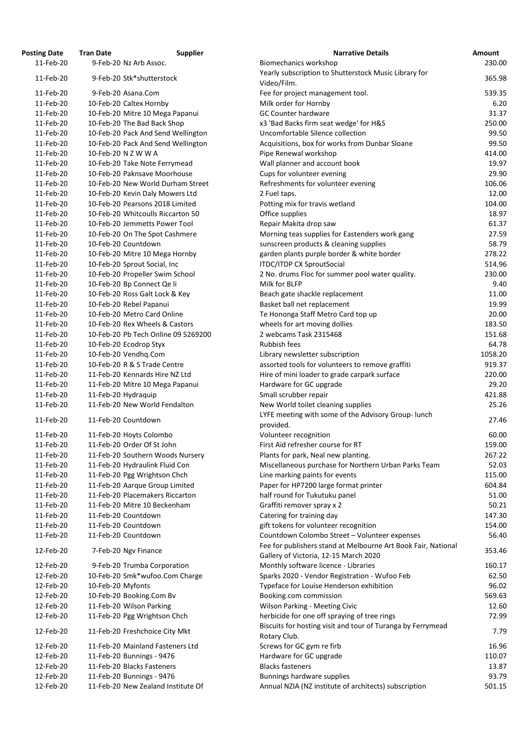| Posting Date | Tran Date | Supplier | Narrative Details | Amount |
|---|---|---|---|---|
| 11-Feb-20 | 9-Feb-20 | Nz Arb Assoc. | Biomechanics workshop | 230.00 |
| 11-Feb-20 | 9-Feb-20 | Stk*shutterstock | Yearly subscription to Shutterstock Music Library for Video/Film. | 365.98 |
| 11-Feb-20 | 9-Feb-20 | Asana.Com | Fee for project management tool. | 539.35 |
| 11-Feb-20 | 10-Feb-20 | Caltex Hornby | Milk order for Hornby | 6.20 |
| 11-Feb-20 | 10-Feb-20 | Mitre 10 Mega Papanui | GC Counter hardware | 31.37 |
| 11-Feb-20 | 10-Feb-20 | The Bad Back Shop | x3 'Bad Backs firm seat wedge' for H&S | 250.00 |
| 11-Feb-20 | 10-Feb-20 | Pack And Send Wellington | Uncomfortable Silence collection | 99.50 |
| 11-Feb-20 | 10-Feb-20 | Pack And Send Wellington | Acquisitions, box for works from Dunbar Sloane | 99.50 |
| 11-Feb-20 | 10-Feb-20 | N Z W W A | Pipe Renewal workshop | 414.00 |
| 11-Feb-20 | 10-Feb-20 | Take Note Ferrymead | Wall planner and account book | 19.97 |
| 11-Feb-20 | 10-Feb-20 | Paknsave Moorhouse | Cups for volunteer evening | 29.90 |
| 11-Feb-20 | 10-Feb-20 | New World Durham Street | Refreshments for volunteer evening | 106.06 |
| 11-Feb-20 | 10-Feb-20 | Kevin Daly Mowers Ltd | 2 Fuel taps. | 12.00 |
| 11-Feb-20 | 10-Feb-20 | Pearsons 2018 Limited | Potting mix for travis wetland | 104.00 |
| 11-Feb-20 | 10-Feb-20 | Whitcoulls Riccarton 50 | Office supplies | 18.97 |
| 11-Feb-20 | 10-Feb-20 | Jemmetts Power Tool | Repair Makita drop saw | 61.37 |
| 11-Feb-20 | 10-Feb-20 | On The Spot Cashmere | Morning teas supplies for Eastenders work gang | 27.59 |
| 11-Feb-20 | 10-Feb-20 | Countdown | sunscreen products & cleaning supplies | 58.79 |
| 11-Feb-20 | 10-Feb-20 | Mitre 10 Mega Hornby | garden plants purple border & white border | 278.22 |
| 11-Feb-20 | 10-Feb-20 | Sprout Social, Inc | ITDC/ITDP CX SproutSocial | 514.96 |
| 11-Feb-20 | 10-Feb-20 | Propeller Swim School | 2 No. drums Floc for summer pool water quality. | 230.00 |
| 11-Feb-20 | 10-Feb-20 | Bp Connect Qe Ii | Milk for BLFP | 9.40 |
| 11-Feb-20 | 10-Feb-20 | Ross Galt Lock & Key | Beach gate shackle replacement | 11.00 |
| 11-Feb-20 | 10-Feb-20 | Rebel Papanui | Basket ball net replacement | 19.99 |
| 11-Feb-20 | 10-Feb-20 | Metro Card Online | Te Hononga Staff Metro Card top up | 20.00 |
| 11-Feb-20 | 10-Feb-20 | Rex Wheels & Castors | wheels for art moving dollies | 183.50 |
| 11-Feb-20 | 10-Feb-20 | Pb Tech Online 09 5269200 | 2 webcams Task 2315468 | 151.68 |
| 11-Feb-20 | 10-Feb-20 | Ecodrop Styx | Rubbish fees | 64.78 |
| 11-Feb-20 | 10-Feb-20 | Vendhq.Com | Library newsletter subscription | 1058.20 |
| 11-Feb-20 | 10-Feb-20 | R & S Trade Centre | assorted tools for volunteers to remove graffiti | 919.37 |
| 11-Feb-20 | 11-Feb-20 | Kennards Hire NZ Ltd | Hire of mini loader to grade carpark surface | 220.00 |
| 11-Feb-20 | 11-Feb-20 | Mitre 10 Mega Papanui | Hardware for GC upgrade | 29.20 |
| 11-Feb-20 | 11-Feb-20 | Hydraquip | Small scrubber repair | 421.88 |
| 11-Feb-20 | 11-Feb-20 | New World Fendalton | New World toilet cleaning supplies | 25.26 |
| 11-Feb-20 | 11-Feb-20 | Countdown | LYFE meeting with some of the Advisory Group- lunch provided. | 27.46 |
| 11-Feb-20 | 11-Feb-20 | Hoyts Colombo | Volunteer recognition | 60.00 |
| 11-Feb-20 | 11-Feb-20 | Order Of St John | First Aid refresher course for RT | 159.00 |
| 11-Feb-20 | 11-Feb-20 | Southern Woods Nursery | Plants for park, Neal new planting. | 267.22 |
| 11-Feb-20 | 11-Feb-20 | Hydraulink Fluid Con | Miscellaneous purchase for Northern Urban Parks Team | 52.03 |
| 11-Feb-20 | 11-Feb-20 | Pgg Wrightson Chch | Line marking paints for events | 115.00 |
| 11-Feb-20 | 11-Feb-20 | Aarque Group Limited | Paper for HP7200 large format printer | 604.84 |
| 11-Feb-20 | 11-Feb-20 | Placemakers Riccarton | half round for Tukutuku panel | 51.00 |
| 11-Feb-20 | 11-Feb-20 | Mitre 10 Beckenham | Graffiti remover spray x 2 | 50.21 |
| 11-Feb-20 | 11-Feb-20 | Countdown | Catering for training day | 147.30 |
| 11-Feb-20 | 11-Feb-20 | Countdown | gift tokens for volunteer recognition | 154.00 |
| 11-Feb-20 | 11-Feb-20 | Countdown | Countdown Colombo Street – Volunteer expenses | 56.40 |
| 12-Feb-20 | 7-Feb-20 | Ngv Finance | Fee for publishers stand at Melbourne Art Book Fair, National Gallery of Victoria, 12-15 March 2020 | 353.46 |
| 12-Feb-20 | 9-Feb-20 | Trumba Corporation | Monthly software licence - Libraries | 160.17 |
| 12-Feb-20 | 10-Feb-20 | Smk*wufoo.Com Charge | Sparks 2020 - Vendor Registration - Wufoo Feb | 62.50 |
| 12-Feb-20 | 10-Feb-20 | Myfonts | Typeface for Louise Henderson exhibition | 96.02 |
| 12-Feb-20 | 10-Feb-20 | Booking.Com Bv | Booking.com commission | 569.63 |
| 12-Feb-20 | 11-Feb-20 | Wilson Parking | Wilson Parking - Meeting Civic | 12.60 |
| 12-Feb-20 | 11-Feb-20 | Pgg Wrightson Chch | herbicide for one off spraying of tree rings | 72.99 |
| 12-Feb-20 | 11-Feb-20 | Freshchoice City Mkt | Biscuits for hosting visit and tour of Turanga by Ferrymead Rotary Club. | 7.79 |
| 12-Feb-20 | 11-Feb-20 | Mainland Fasteners Ltd | Screws for GC gym re firb | 16.96 |
| 12-Feb-20 | 11-Feb-20 | Bunnings - 9476 | Hardware for GC upgrade | 110.07 |
| 12-Feb-20 | 11-Feb-20 | Blacks Fasteners | Blacks fasteners | 13.87 |
| 12-Feb-20 | 11-Feb-20 | Bunnings - 9476 | Bunnings hardware supplies | 93.79 |
| 12-Feb-20 | 11-Feb-20 | New Zealand Institute Of | Annual NZIA (NZ institute of architects) subscription | 501.15 |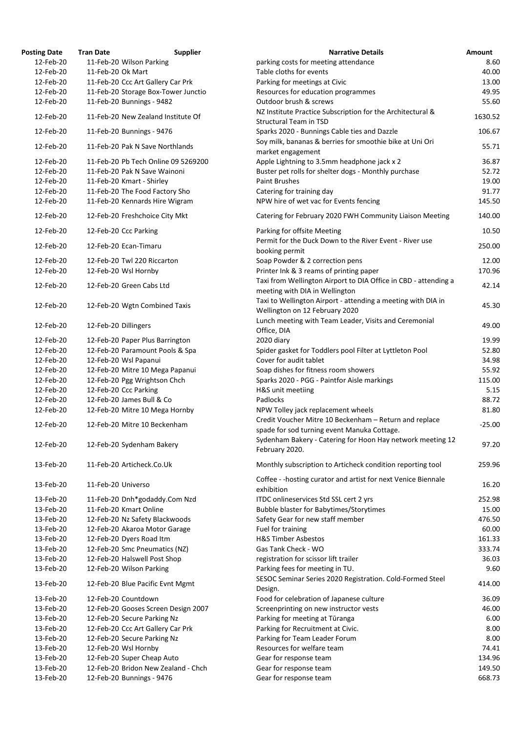| Posting Date | Tran Date | Supplier | Narrative Details | Amount |
|---|---|---|---|---|
| 12-Feb-20 | 11-Feb-20 | Wilson Parking | parking costs for meeting attendance | 8.60 |
| 12-Feb-20 | 11-Feb-20 | Ok Mart | Table cloths for events | 40.00 |
| 12-Feb-20 | 11-Feb-20 | Ccc Art Gallery Car Prk | Parking for meetings at Civic | 13.00 |
| 12-Feb-20 | 11-Feb-20 | Storage Box-Tower Junctio | Resources for education programmes | 49.95 |
| 12-Feb-20 | 11-Feb-20 | Bunnings - 9482 | Outdoor brush & screws | 55.60 |
| 12-Feb-20 | 11-Feb-20 | New Zealand Institute Of | NZ Institute Practice Subscription for the Architectural & Structural Team in TSD | 1630.52 |
| 12-Feb-20 | 11-Feb-20 | Bunnings - 9476 | Sparks 2020 - Bunnings Cable ties and Dazzle | 106.67 |
| 12-Feb-20 | 11-Feb-20 | Pak N Save Northlands | Soy milk, bananas & berries for smoothie bike at Uni Ori market engagement | 55.71 |
| 12-Feb-20 | 11-Feb-20 | Pb Tech Online 09 5269200 | Apple Lightning to 3.5mm headphone jack x 2 | 36.87 |
| 12-Feb-20 | 11-Feb-20 | Pak N Save Wainoni | Buster pet rolls for shelter dogs - Monthly purchase | 52.72 |
| 12-Feb-20 | 11-Feb-20 | Kmart - Shirley | Paint Brushes | 19.00 |
| 12-Feb-20 | 11-Feb-20 | The Food Factory Sho | Catering for training day | 91.77 |
| 12-Feb-20 | 11-Feb-20 | Kennards Hire Wigram | NPW hire of wet vac for Events fencing | 145.50 |
| 12-Feb-20 | 12-Feb-20 | Freshchoice City Mkt | Catering for February 2020 FWH Community Liaison Meeting | 140.00 |
| 12-Feb-20 | 12-Feb-20 | Ccc Parking | Parking for offsite Meeting | 10.50 |
| 12-Feb-20 | 12-Feb-20 | Ecan-Timaru | Permit for the Duck Down to the River Event - River use booking permit | 250.00 |
| 12-Feb-20 | 12-Feb-20 | Twl 220 Riccarton | Soap Powder & 2 correction pens | 12.00 |
| 12-Feb-20 | 12-Feb-20 | Wsl Hornby | Printer Ink & 3 reams of printing paper | 170.96 |
| 12-Feb-20 | 12-Feb-20 | Green Cabs Ltd | Taxi from Wellington Airport to DIA Office in CBD - attending a meeting with DIA in Wellington | 42.14 |
| 12-Feb-20 | 12-Feb-20 | Wgtn Combined Taxis | Taxi to Wellington Airport - attending a meeting with DIA in Wellington on 12 February 2020 | 45.30 |
| 12-Feb-20 | 12-Feb-20 | Dillingers | Lunch meeting with Team Leader, Visits and Ceremonial Office, DIA | 49.00 |
| 12-Feb-20 | 12-Feb-20 | Paper Plus Barrington | 2020 diary | 19.99 |
| 12-Feb-20 | 12-Feb-20 | Paramount Pools & Spa | Spider gasket for Toddlers pool Filter at Lyttleton Pool | 52.80 |
| 12-Feb-20 | 12-Feb-20 | Wsl Papanui | Cover for audit tablet | 34.98 |
| 12-Feb-20 | 12-Feb-20 | Mitre 10 Mega Papanui | Soap dishes for fitness room showers | 55.92 |
| 12-Feb-20 | 12-Feb-20 | Pgg Wrightson Chch | Sparks 2020 - PGG - Paintfor Aisle markings | 115.00 |
| 12-Feb-20 | 12-Feb-20 | Ccc Parking | H&S unit meetiing | 5.15 |
| 12-Feb-20 | 12-Feb-20 | James Bull & Co | Padlocks | 88.72 |
| 12-Feb-20 | 12-Feb-20 | Mitre 10 Mega Hornby | NPW Tolley jack replacement wheels | 81.80 |
| 12-Feb-20 | 12-Feb-20 | Mitre 10 Beckenham | Credit Voucher Mitre 10 Beckenham – Return and replace spade for sod turning event Manuka Cottage. | -25.00 |
| 12-Feb-20 | 12-Feb-20 | Sydenham Bakery | Sydenham Bakery - Catering for Hoon Hay network meeting 12 February 2020. | 97.20 |
| 13-Feb-20 | 11-Feb-20 | Articheck.Co.Uk | Monthly subscription to Articheck condition reporting tool | 259.96 |
| 13-Feb-20 | 11-Feb-20 | Universo | Coffee - -hosting curator and artist for next Venice Biennale exhibition | 16.20 |
| 13-Feb-20 | 11-Feb-20 | Dnh*godaddy.Com Nzd | ITDC onlineservices Std SSL cert 2 yrs | 252.98 |
| 13-Feb-20 | 11-Feb-20 | Kmart Online | Bubble blaster for Babytimes/Storytimes | 15.00 |
| 13-Feb-20 | 12-Feb-20 | Nz Safety Blackwoods | Safety Gear for new staff member | 476.50 |
| 13-Feb-20 | 12-Feb-20 | Akaroa Motor Garage | Fuel for training | 60.00 |
| 13-Feb-20 | 12-Feb-20 | Dyers Road Itm | H&S Timber Asbestos | 161.33 |
| 13-Feb-20 | 12-Feb-20 | Smc Pneumatics (NZ) | Gas Tank Check - WO | 333.74 |
| 13-Feb-20 | 12-Feb-20 | Halswell Post Shop | registration for scissor lift trailer | 36.03 |
| 13-Feb-20 | 12-Feb-20 | Wilson Parking | Parking fees for meeting in TU. | 9.60 |
| 13-Feb-20 | 12-Feb-20 | Blue Pacific Evnt Mgmt | SESOC Seminar Series 2020 Registration. Cold-Formed Steel Design. | 414.00 |
| 13-Feb-20 | 12-Feb-20 | Countdown | Food for celebration of Japanese culture | 36.09 |
| 13-Feb-20 | 12-Feb-20 | Gooses Screen Design 2007 | Screenprinting on new instructor vests | 46.00 |
| 13-Feb-20 | 12-Feb-20 | Secure Parking Nz | Parking for meeting at Tūranga | 6.00 |
| 13-Feb-20 | 12-Feb-20 | Ccc Art Gallery Car Prk | Parking for Recruitment at Civic. | 8.00 |
| 13-Feb-20 | 12-Feb-20 | Secure Parking Nz | Parking for Team Leader Forum | 8.00 |
| 13-Feb-20 | 12-Feb-20 | Wsl Hornby | Resources for welfare team | 74.41 |
| 13-Feb-20 | 12-Feb-20 | Super Cheap Auto | Gear for response team | 134.96 |
| 13-Feb-20 | 12-Feb-20 | Bridon New Zealand - Chch | Gear for response team | 149.50 |
| 13-Feb-20 | 12-Feb-20 | Bunnings - 9476 | Gear for response team | 668.73 |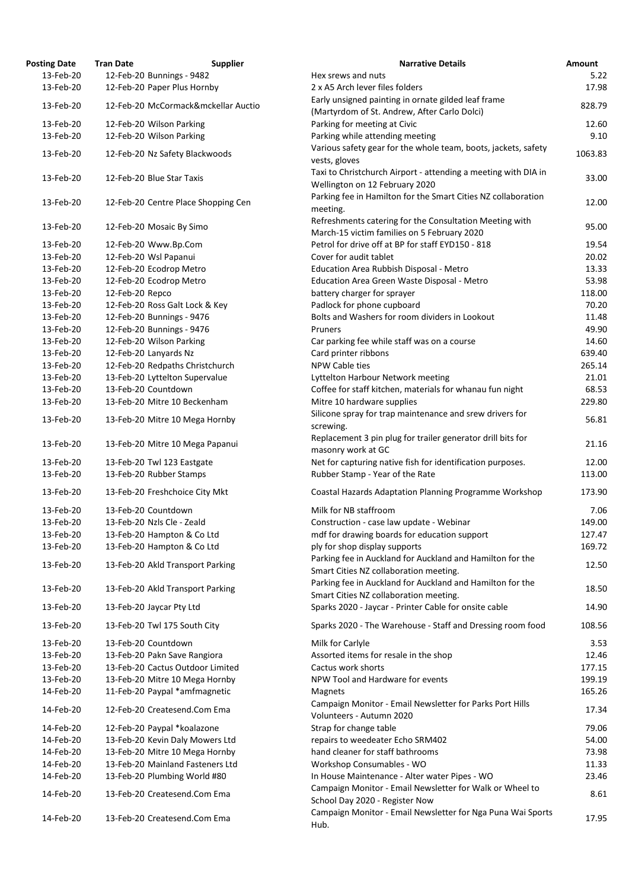| Posting Date | Tran Date | Supplier | Narrative Details | Amount |
|---|---|---|---|---|
| 13-Feb-20 | 12-Feb-20 | Bunnings - 9482 | Hex srews and nuts | 5.22 |
| 13-Feb-20 | 12-Feb-20 | Paper Plus Hornby | 2 x A5 Arch lever files folders | 17.98 |
| 13-Feb-20 | 12-Feb-20 | McCormack&mckellar Auctio | Early unsigned painting in ornate gilded leaf frame (Martyrdom of St. Andrew, After Carlo Dolci) | 828.79 |
| 13-Feb-20 | 12-Feb-20 | Wilson Parking | Parking for meeting at Civic | 12.60 |
| 13-Feb-20 | 12-Feb-20 | Wilson Parking | Parking while attending meeting | 9.10 |
| 13-Feb-20 | 12-Feb-20 | Nz Safety Blackwoods | Various safety gear for the whole team, boots, jackets, safety vests, gloves | 1063.83 |
| 13-Feb-20 | 12-Feb-20 | Blue Star Taxis | Taxi to Christchurch Airport - attending a meeting with DIA in Wellington on 12 February 2020 | 33.00 |
| 13-Feb-20 | 12-Feb-20 | Centre Place Shopping Cen | Parking fee in Hamilton for the Smart Cities NZ collaboration meeting. | 12.00 |
| 13-Feb-20 | 12-Feb-20 | Mosaic By Simo | Refreshments catering for the Consultation Meeting with March-15 victim families on 5 February 2020 | 95.00 |
| 13-Feb-20 | 12-Feb-20 | Www.Bp.Com | Petrol for drive off at BP for staff EYD150 - 818 | 19.54 |
| 13-Feb-20 | 12-Feb-20 | Wsl Papanui | Cover for audit tablet | 20.02 |
| 13-Feb-20 | 12-Feb-20 | Ecodrop Metro | Education Area Rubbish Disposal - Metro | 13.33 |
| 13-Feb-20 | 12-Feb-20 | Ecodrop Metro | Education Area Green Waste Disposal - Metro | 53.98 |
| 13-Feb-20 | 12-Feb-20 | Repco | battery charger for sprayer | 118.00 |
| 13-Feb-20 | 12-Feb-20 | Ross Galt Lock & Key | Padlock for phone cupboard | 70.20 |
| 13-Feb-20 | 12-Feb-20 | Bunnings - 9476 | Bolts and Washers for room dividers in Lookout | 11.48 |
| 13-Feb-20 | 12-Feb-20 | Bunnings - 9476 | Pruners | 49.90 |
| 13-Feb-20 | 12-Feb-20 | Wilson Parking | Car parking fee while staff was on a course | 14.60 |
| 13-Feb-20 | 12-Feb-20 | Lanyards Nz | Card printer ribbons | 639.40 |
| 13-Feb-20 | 12-Feb-20 | Redpaths Christchurch | NPW Cable ties | 265.14 |
| 13-Feb-20 | 13-Feb-20 | Lyttelton Supervalue | Lyttelton Harbour Network meeting | 21.01 |
| 13-Feb-20 | 13-Feb-20 | Countdown | Coffee for staff kitchen, materials for whanau fun night | 68.53 |
| 13-Feb-20 | 13-Feb-20 | Mitre 10 Beckenham | Mitre 10 hardware supplies | 229.80 |
| 13-Feb-20 | 13-Feb-20 | Mitre 10 Mega Hornby | Silicone spray for trap maintenance and srew drivers for screwing. | 56.81 |
| 13-Feb-20 | 13-Feb-20 | Mitre 10 Mega Papanui | Replacement 3 pin plug for trailer generator drill bits for masonry work at GC | 21.16 |
| 13-Feb-20 | 13-Feb-20 | Twl 123 Eastgate | Net for capturing native fish for identification purposes. | 12.00 |
| 13-Feb-20 | 13-Feb-20 | Rubber Stamps | Rubber Stamp - Year of the Rate | 113.00 |
| 13-Feb-20 | 13-Feb-20 | Freshchoice City Mkt | Coastal Hazards Adaptation Planning Programme Workshop | 173.90 |
| 13-Feb-20 | 13-Feb-20 | Countdown | Milk for NB staffroom | 7.06 |
| 13-Feb-20 | 13-Feb-20 | Nzls Cle - Zeald | Construction - case law update - Webinar | 149.00 |
| 13-Feb-20 | 13-Feb-20 | Hampton & Co Ltd | mdf for drawing boards for education support | 127.47 |
| 13-Feb-20 | 13-Feb-20 | Hampton & Co Ltd | ply for shop display supports | 169.72 |
| 13-Feb-20 | 13-Feb-20 | Akld Transport Parking | Parking fee in Auckland for Auckland and Hamilton for the Smart Cities NZ collaboration meeting. | 12.50 |
| 13-Feb-20 | 13-Feb-20 | Akld Transport Parking | Parking fee in Auckland for Auckland and Hamilton for the Smart Cities NZ collaboration meeting. | 18.50 |
| 13-Feb-20 | 13-Feb-20 | Jaycar Pty Ltd | Sparks 2020 - Jaycar - Printer Cable for onsite cable | 14.90 |
| 13-Feb-20 | 13-Feb-20 | Twl 175 South City | Sparks 2020 - The Warehouse - Staff and Dressing room food | 108.56 |
| 13-Feb-20 | 13-Feb-20 | Countdown | Milk for Carlyle | 3.53 |
| 13-Feb-20 | 13-Feb-20 | Pakn Save Rangiora | Assorted items for resale in the shop | 12.46 |
| 13-Feb-20 | 13-Feb-20 | Cactus Outdoor Limited | Cactus work shorts | 177.15 |
| 13-Feb-20 | 13-Feb-20 | Mitre 10 Mega Hornby | NPW Tool and Hardware for events | 199.19 |
| 14-Feb-20 | 11-Feb-20 | Paypal *amfmagnetic | Magnets | 165.26 |
| 14-Feb-20 | 12-Feb-20 | Createsend.Com Ema | Campaign Monitor - Email Newsletter for Parks Port Hills Volunteers - Autumn 2020 | 17.34 |
| 14-Feb-20 | 12-Feb-20 | Paypal *koalazone | Strap for change table | 79.06 |
| 14-Feb-20 | 13-Feb-20 | Kevin Daly Mowers Ltd | repairs to weedeater Echo SRM402 | 54.00 |
| 14-Feb-20 | 13-Feb-20 | Mitre 10 Mega Hornby | hand cleaner for staff bathrooms | 73.98 |
| 14-Feb-20 | 13-Feb-20 | Mainland Fasteners Ltd | Workshop Consumables - WO | 11.33 |
| 14-Feb-20 | 13-Feb-20 | Plumbing World #80 | In House Maintenance - Alter water Pipes - WO | 23.46 |
| 14-Feb-20 | 13-Feb-20 | Createsend.Com Ema | Campaign Monitor - Email Newsletter for Walk or Wheel to School Day 2020 - Register Now | 8.61 |
| 14-Feb-20 | 13-Feb-20 | Createsend.Com Ema | Campaign Monitor - Email Newsletter for Nga Puna Wai Sports Hub. | 17.95 |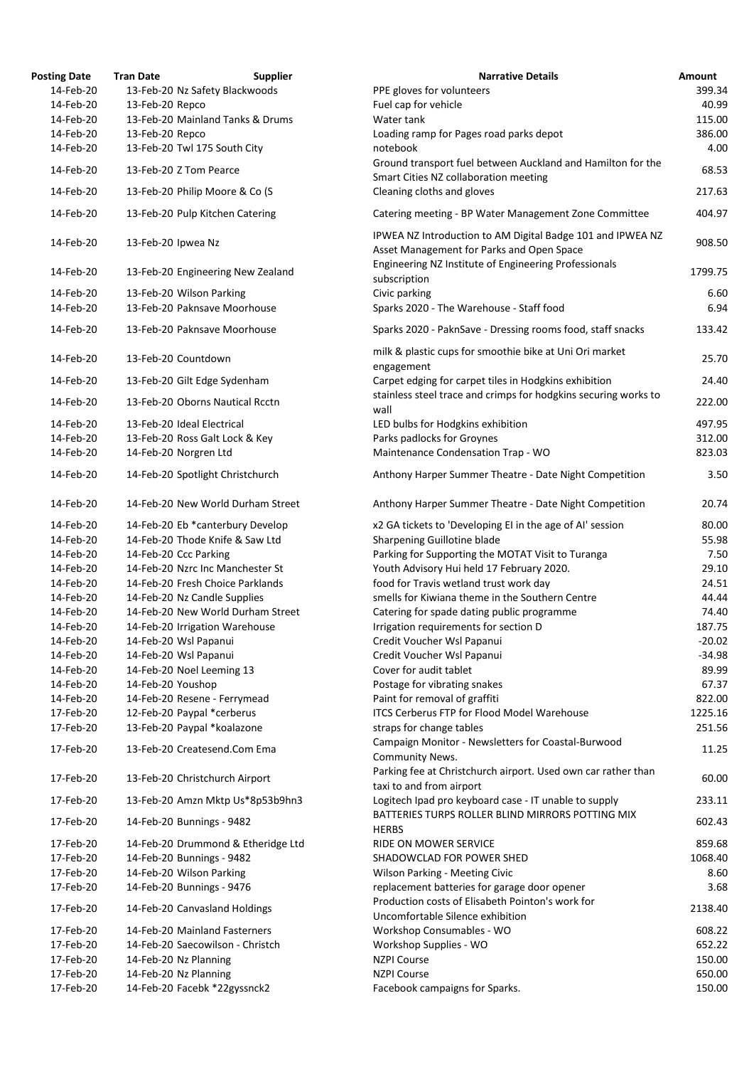| Posting Date | Tran Date | Supplier | Narrative Details | Amount |
|---|---|---|---|---|
| 14-Feb-20 | 13-Feb-20 | Nz Safety Blackwoods | PPE gloves for volunteers | 399.34 |
| 14-Feb-20 | 13-Feb-20 | Repco | Fuel cap for vehicle | 40.99 |
| 14-Feb-20 | 13-Feb-20 | Mainland Tanks & Drums | Water tank | 115.00 |
| 14-Feb-20 | 13-Feb-20 | Repco | Loading ramp for Pages road parks depot | 386.00 |
| 14-Feb-20 | 13-Feb-20 | Twl 175 South City | notebook | 4.00 |
| 14-Feb-20 | 13-Feb-20 | Z Tom Pearce | Ground transport fuel between Auckland and Hamilton for the Smart Cities NZ collaboration meeting | 68.53 |
| 14-Feb-20 | 13-Feb-20 | Philip Moore & Co (S | Cleaning cloths and gloves | 217.63 |
| 14-Feb-20 | 13-Feb-20 | Pulp Kitchen Catering | Catering meeting - BP Water Management Zone Committee | 404.97 |
| 14-Feb-20 | 13-Feb-20 | Ipwea Nz | IPWEA NZ Introduction to AM Digital Badge 101 and IPWEA NZ Asset Management for Parks and Open Space | 908.50 |
| 14-Feb-20 | 13-Feb-20 | Engineering New Zealand | Engineering NZ Institute of Engineering Professionals subscription | 1799.75 |
| 14-Feb-20 | 13-Feb-20 | Wilson Parking | Civic parking | 6.60 |
| 14-Feb-20 | 13-Feb-20 | Paknsave Moorhouse | Sparks 2020 - The Warehouse - Staff food | 6.94 |
| 14-Feb-20 | 13-Feb-20 | Paknsave Moorhouse | Sparks 2020 - PaknSave - Dressing rooms food, staff snacks | 133.42 |
| 14-Feb-20 | 13-Feb-20 | Countdown | milk & plastic cups for smoothie bike at Uni Ori market engagement | 25.70 |
| 14-Feb-20 | 13-Feb-20 | Gilt Edge Sydenham | Carpet edging for carpet tiles in Hodgkins exhibition | 24.40 |
| 14-Feb-20 | 13-Feb-20 | Oborns Nautical Rcctn | stainless steel trace and crimps for hodgkins securing works to wall | 222.00 |
| 14-Feb-20 | 13-Feb-20 | Ideal Electrical | LED bulbs for Hodgkins exhibition | 497.95 |
| 14-Feb-20 | 13-Feb-20 | Ross Galt Lock & Key | Parks padlocks for Groynes | 312.00 |
| 14-Feb-20 | 14-Feb-20 | Norgren Ltd | Maintenance Condensation Trap - WO | 823.03 |
| 14-Feb-20 | 14-Feb-20 | Spotlight Christchurch | Anthony Harper Summer Theatre - Date Night Competition | 3.50 |
| 14-Feb-20 | 14-Feb-20 | New World Durham Street | Anthony Harper Summer Theatre - Date Night Competition | 20.74 |
| 14-Feb-20 | 14-Feb-20 | Eb *canterbury Develop | x2 GA tickets to 'Developing EI in the age of AI' session | 80.00 |
| 14-Feb-20 | 14-Feb-20 | Thode Knife & Saw Ltd | Sharpening Guillotine blade | 55.98 |
| 14-Feb-20 | 14-Feb-20 | Ccc Parking | Parking for Supporting the MOTAT Visit to Turanga | 7.50 |
| 14-Feb-20 | 14-Feb-20 | Nzrc Inc Manchester St | Youth Advisory Hui held 17 February 2020. | 29.10 |
| 14-Feb-20 | 14-Feb-20 | Fresh Choice Parklands | food for Travis wetland trust work day | 24.51 |
| 14-Feb-20 | 14-Feb-20 | Nz Candle Supplies | smells for Kiwiana theme in the Southern Centre | 44.44 |
| 14-Feb-20 | 14-Feb-20 | New World Durham Street | Catering for spade dating public programme | 74.40 |
| 14-Feb-20 | 14-Feb-20 | Irrigation Warehouse | Irrigation requirements for section D | 187.75 |
| 14-Feb-20 | 14-Feb-20 | Wsl Papanui | Credit Voucher Wsl Papanui | -20.02 |
| 14-Feb-20 | 14-Feb-20 | Wsl Papanui | Credit Voucher Wsl Papanui | -34.98 |
| 14-Feb-20 | 14-Feb-20 | Noel Leeming 13 | Cover for audit tablet | 89.99 |
| 14-Feb-20 | 14-Feb-20 | Youshop | Postage for vibrating snakes | 67.37 |
| 14-Feb-20 | 14-Feb-20 | Resene - Ferrymead | Paint for removal of graffiti | 822.00 |
| 17-Feb-20 | 12-Feb-20 | Paypal *cerberus | ITCS Cerberus FTP for Flood Model Warehouse | 1225.16 |
| 17-Feb-20 | 13-Feb-20 | Paypal *koalazone | straps for change tables | 251.56 |
| 17-Feb-20 | 13-Feb-20 | Createsend.Com Ema | Campaign Monitor - Newsletters for Coastal-Burwood Community News. | 11.25 |
| 17-Feb-20 | 13-Feb-20 | Christchurch Airport | Parking fee at Christchurch airport. Used own car rather than taxi to and from airport | 60.00 |
| 17-Feb-20 | 13-Feb-20 | Amzn Mktp Us*8p53b9hn3 | Logitech Ipad pro keyboard case - IT unable to supply | 233.11 |
| 17-Feb-20 | 14-Feb-20 | Bunnings - 9482 | BATTERIES TURPS ROLLER BLIND MIRRORS POTTING MIX HERBS | 602.43 |
| 17-Feb-20 | 14-Feb-20 | Drummond & Etheridge Ltd | RIDE ON MOWER SERVICE | 859.68 |
| 17-Feb-20 | 14-Feb-20 | Bunnings - 9482 | SHADOWCLAD FOR POWER SHED | 1068.40 |
| 17-Feb-20 | 14-Feb-20 | Wilson Parking | Wilson Parking - Meeting Civic | 8.60 |
| 17-Feb-20 | 14-Feb-20 | Bunnings - 9476 | replacement batteries for garage door opener | 3.68 |
| 17-Feb-20 | 14-Feb-20 | Canvasland Holdings | Production costs of Elisabeth Pointon's work for Uncomfortable Silence exhibition | 2138.40 |
| 17-Feb-20 | 14-Feb-20 | Mainland Fasterners | Workshop Consumables - WO | 608.22 |
| 17-Feb-20 | 14-Feb-20 | Saecowilson - Christch | Workshop Supplies - WO | 652.22 |
| 17-Feb-20 | 14-Feb-20 | Nz Planning | NZPI Course | 150.00 |
| 17-Feb-20 | 14-Feb-20 | Nz Planning | NZPI Course | 650.00 |
| 17-Feb-20 | 14-Feb-20 | Facebk *22gyssnck2 | Facebook campaigns for Sparks. | 150.00 |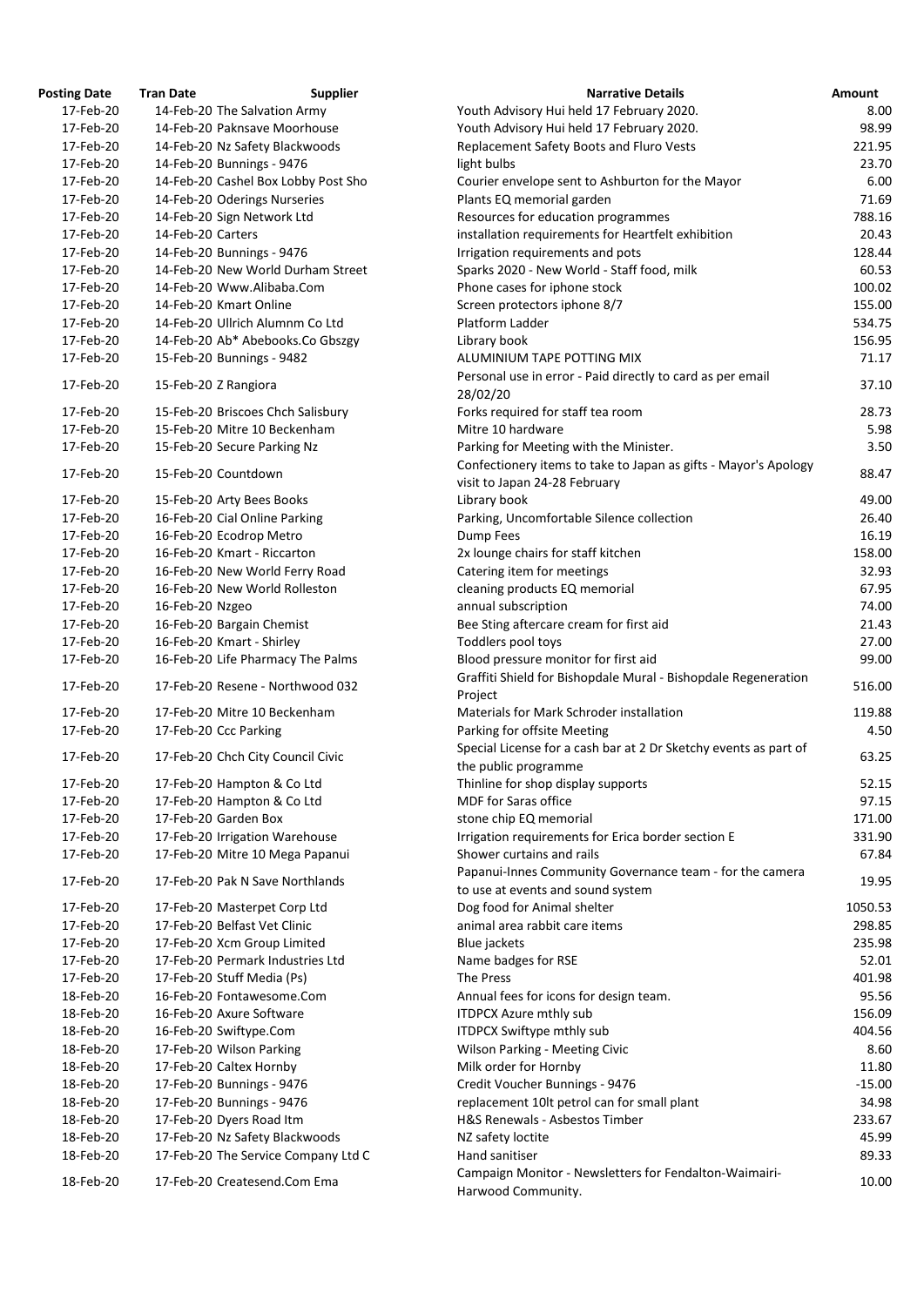| Posting Date | Tran Date | Supplier | Narrative Details | Amount |
|---|---|---|---|---|
| 17-Feb-20 | 14-Feb-20 | The Salvation Army | Youth Advisory Hui held 17 February 2020. | 8.00 |
| 17-Feb-20 | 14-Feb-20 | Paknsave Moorhouse | Youth Advisory Hui held 17 February 2020. | 98.99 |
| 17-Feb-20 | 14-Feb-20 | Nz Safety Blackwoods | Replacement Safety Boots and Fluro Vests | 221.95 |
| 17-Feb-20 | 14-Feb-20 | Bunnings - 9476 | light bulbs | 23.70 |
| 17-Feb-20 | 14-Feb-20 | Cashel Box Lobby Post Sho | Courier envelope sent to Ashburton for the Mayor | 6.00 |
| 17-Feb-20 | 14-Feb-20 | Oderings Nurseries | Plants EQ memorial garden | 71.69 |
| 17-Feb-20 | 14-Feb-20 | Sign Network Ltd | Resources for education programmes | 788.16 |
| 17-Feb-20 | 14-Feb-20 | Carters | installation requirements for Heartfelt exhibition | 20.43 |
| 17-Feb-20 | 14-Feb-20 | Bunnings - 9476 | Irrigation requirements and pots | 128.44 |
| 17-Feb-20 | 14-Feb-20 | New World Durham Street | Sparks 2020 - New World - Staff food, milk | 60.53 |
| 17-Feb-20 | 14-Feb-20 | Www.Alibaba.Com | Phone cases for iphone stock | 100.02 |
| 17-Feb-20 | 14-Feb-20 | Kmart Online | Screen protectors iphone 8/7 | 155.00 |
| 17-Feb-20 | 14-Feb-20 | Ullrich Alumnm Co Ltd | Platform Ladder | 534.75 |
| 17-Feb-20 | 14-Feb-20 | Ab* Abebooks.Co Gbszgy | Library book | 156.95 |
| 17-Feb-20 | 15-Feb-20 | Bunnings - 9482 | ALUMINIUM TAPE POTTING MIX | 71.17 |
| 17-Feb-20 | 15-Feb-20 | Z Rangiora | Personal use in error - Paid directly to card as per email 28/02/20 | 37.10 |
| 17-Feb-20 | 15-Feb-20 | Briscoes Chch Salisbury | Forks required for staff tea room | 28.73 |
| 17-Feb-20 | 15-Feb-20 | Mitre 10 Beckenham | Mitre 10 hardware | 5.98 |
| 17-Feb-20 | 15-Feb-20 | Secure Parking Nz | Parking for Meeting with the Minister. | 3.50 |
| 17-Feb-20 | 15-Feb-20 | Countdown | Confectionery items to take to Japan as gifts - Mayor's Apology visit to Japan 24-28 February | 88.47 |
| 17-Feb-20 | 15-Feb-20 | Arty Bees Books | Library book | 49.00 |
| 17-Feb-20 | 16-Feb-20 | Cial Online Parking | Parking, Uncomfortable Silence collection | 26.40 |
| 17-Feb-20 | 16-Feb-20 | Ecodrop Metro | Dump Fees | 16.19 |
| 17-Feb-20 | 16-Feb-20 | Kmart - Riccarton | 2x lounge chairs for staff kitchen | 158.00 |
| 17-Feb-20 | 16-Feb-20 | New World Ferry Road | Catering item for meetings | 32.93 |
| 17-Feb-20 | 16-Feb-20 | New World Rolleston | cleaning products EQ memorial | 67.95 |
| 17-Feb-20 | 16-Feb-20 | Nzgeo | annual subscription | 74.00 |
| 17-Feb-20 | 16-Feb-20 | Bargain Chemist | Bee Sting aftercare cream for first aid | 21.43 |
| 17-Feb-20 | 16-Feb-20 | Kmart - Shirley | Toddlers pool toys | 27.00 |
| 17-Feb-20 | 16-Feb-20 | Life Pharmacy The Palms | Blood pressure monitor for first aid | 99.00 |
| 17-Feb-20 | 17-Feb-20 | Resene - Northwood 032 | Graffiti Shield for Bishopdale Mural - Bishopdale Regeneration Project | 516.00 |
| 17-Feb-20 | 17-Feb-20 | Mitre 10 Beckenham | Materials for Mark Schroder installation | 119.88 |
| 17-Feb-20 | 17-Feb-20 | Ccc Parking | Parking for offsite Meeting | 4.50 |
| 17-Feb-20 | 17-Feb-20 | Chch City Council Civic | Special License for a cash bar at 2 Dr Sketchy events as part of the public programme | 63.25 |
| 17-Feb-20 | 17-Feb-20 | Hampton & Co Ltd | Thinline for shop display supports | 52.15 |
| 17-Feb-20 | 17-Feb-20 | Hampton & Co Ltd | MDF for Saras office | 97.15 |
| 17-Feb-20 | 17-Feb-20 | Garden Box | stone chip EQ memorial | 171.00 |
| 17-Feb-20 | 17-Feb-20 | Irrigation Warehouse | Irrigation requirements for Erica border section E | 331.90 |
| 17-Feb-20 | 17-Feb-20 | Mitre 10 Mega Papanui | Shower curtains and rails | 67.84 |
| 17-Feb-20 | 17-Feb-20 | Pak N Save Northlands | Papanui-Innes Community Governance team - for the camera to use at events and sound system | 19.95 |
| 17-Feb-20 | 17-Feb-20 | Masterpet Corp Ltd | Dog food for Animal shelter | 1050.53 |
| 17-Feb-20 | 17-Feb-20 | Belfast Vet Clinic | animal area rabbit care items | 298.85 |
| 17-Feb-20 | 17-Feb-20 | Xcm Group Limited | Blue jackets | 235.98 |
| 17-Feb-20 | 17-Feb-20 | Permark Industries Ltd | Name badges for RSE | 52.01 |
| 17-Feb-20 | 17-Feb-20 | Stuff Media (Ps) | The Press | 401.98 |
| 18-Feb-20 | 16-Feb-20 | Fontawesome.Com | Annual fees for icons for design team. | 95.56 |
| 18-Feb-20 | 16-Feb-20 | Axure Software | ITDPCX Azure mthly sub | 156.09 |
| 18-Feb-20 | 16-Feb-20 | Swiftype.Com | ITDPCX Swiftype mthly sub | 404.56 |
| 18-Feb-20 | 17-Feb-20 | Wilson Parking | Wilson Parking - Meeting Civic | 8.60 |
| 18-Feb-20 | 17-Feb-20 | Caltex Hornby | Milk order for Hornby | 11.80 |
| 18-Feb-20 | 17-Feb-20 | Bunnings - 9476 | Credit Voucher Bunnings - 9476 | -15.00 |
| 18-Feb-20 | 17-Feb-20 | Bunnings - 9476 | replacement 10lt petrol can for small plant | 34.98 |
| 18-Feb-20 | 17-Feb-20 | Dyers Road Itm | H&S Renewals - Asbestos Timber | 233.67 |
| 18-Feb-20 | 17-Feb-20 | Nz Safety Blackwoods | NZ safety loctite | 45.99 |
| 18-Feb-20 | 17-Feb-20 | The Service Company Ltd C | Hand sanitiser | 89.33 |
| 18-Feb-20 | 17-Feb-20 | Createsend.Com Ema | Campaign Monitor - Newsletters for Fendalton-Waimairi-Harwood Community. | 10.00 |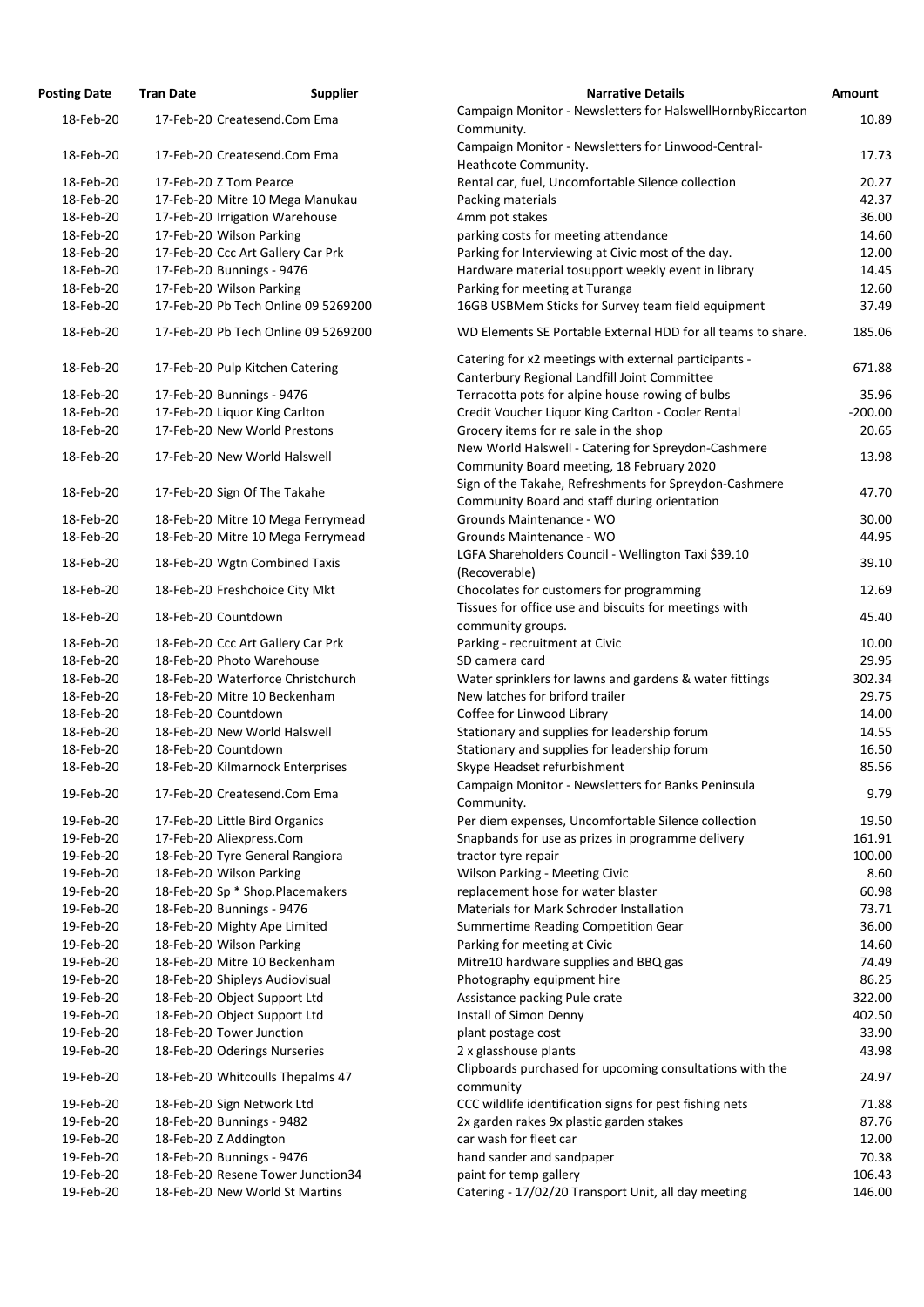| Posting Date | Tran Date | Supplier | Narrative Details | Amount |
|---|---|---|---|---|
| 18-Feb-20 | 17-Feb-20 | Createsend.Com Ema | Campaign Monitor - Newsletters for HalswellHornbyRiccarton Community. | 10.89 |
| 18-Feb-20 | 17-Feb-20 | Createsend.Com Ema | Campaign Monitor - Newsletters for Linwood-Central-Heathcote Community. | 17.73 |
| 18-Feb-20 | 17-Feb-20 | Z Tom Pearce | Rental car, fuel, Uncomfortable Silence collection | 20.27 |
| 18-Feb-20 | 17-Feb-20 | Mitre 10 Mega Manukau | Packing materials | 42.37 |
| 18-Feb-20 | 17-Feb-20 | Irrigation Warehouse | 4mm pot stakes | 36.00 |
| 18-Feb-20 | 17-Feb-20 | Wilson Parking | parking costs for meeting attendance | 14.60 |
| 18-Feb-20 | 17-Feb-20 | Ccc Art Gallery Car Prk | Parking for Interviewing at Civic most of the day. | 12.00 |
| 18-Feb-20 | 17-Feb-20 | Bunnings - 9476 | Hardware material tosupport weekly event in library | 14.45 |
| 18-Feb-20 | 17-Feb-20 | Wilson Parking | Parking for meeting at Turanga | 12.60 |
| 18-Feb-20 | 17-Feb-20 | Pb Tech Online 09 5269200 | 16GB USBMem Sticks for Survey team field equipment | 37.49 |
| 18-Feb-20 | 17-Feb-20 | Pb Tech Online 09 5269200 | WD Elements SE Portable External HDD for all teams to share. | 185.06 |
| 18-Feb-20 | 17-Feb-20 | Pulp Kitchen Catering | Catering for x2 meetings with external participants - Canterbury Regional Landfill Joint Committee | 671.88 |
| 18-Feb-20 | 17-Feb-20 | Bunnings - 9476 | Terracotta pots for alpine house rowing of bulbs | 35.96 |
| 18-Feb-20 | 17-Feb-20 | Liquor King Carlton | Credit Voucher Liquor King Carlton - Cooler Rental | -200.00 |
| 18-Feb-20 | 17-Feb-20 | New World Prestons | Grocery items for re sale in the shop | 20.65 |
| 18-Feb-20 | 17-Feb-20 | New World Halswell | New World Halswell - Catering for Spreydon-Cashmere Community Board meeting, 18 February 2020 | 13.98 |
| 18-Feb-20 | 17-Feb-20 | Sign Of The Takahe | Sign of the Takahe, Refreshments for Spreydon-Cashmere Community Board and staff during orientation | 47.70 |
| 18-Feb-20 | 18-Feb-20 | Mitre 10 Mega Ferrymead | Grounds Maintenance - WO | 30.00 |
| 18-Feb-20 | 18-Feb-20 | Mitre 10 Mega Ferrymead | Grounds Maintenance - WO | 44.95 |
| 18-Feb-20 | 18-Feb-20 | Wgtn Combined Taxis | LGFA Shareholders Council - Wellington Taxi $39.10 (Recoverable) | 39.10 |
| 18-Feb-20 | 18-Feb-20 | Freshchoice City Mkt | Chocolates for customers for programming | 12.69 |
| 18-Feb-20 | 18-Feb-20 | Countdown | Tissues for office use and biscuits for meetings with community groups. | 45.40 |
| 18-Feb-20 | 18-Feb-20 | Ccc Art Gallery Car Prk | Parking - recruitment at Civic | 10.00 |
| 18-Feb-20 | 18-Feb-20 | Photo Warehouse | SD camera card | 29.95 |
| 18-Feb-20 | 18-Feb-20 | Waterforce Christchurch | Water sprinklers for lawns and gardens & water fittings | 302.34 |
| 18-Feb-20 | 18-Feb-20 | Mitre 10 Beckenham | New latches for briford trailer | 29.75 |
| 18-Feb-20 | 18-Feb-20 | Countdown | Coffee for Linwood Library | 14.00 |
| 18-Feb-20 | 18-Feb-20 | New World Halswell | Stationary and supplies for leadership forum | 14.55 |
| 18-Feb-20 | 18-Feb-20 | Countdown | Stationary and supplies for leadership forum | 16.50 |
| 18-Feb-20 | 18-Feb-20 | Kilmarnock Enterprises | Skype Headset refurbishment | 85.56 |
| 19-Feb-20 | 17-Feb-20 | Createsend.Com Ema | Campaign Monitor - Newsletters for Banks Peninsula Community. | 9.79 |
| 19-Feb-20 | 17-Feb-20 | Little Bird Organics | Per diem expenses, Uncomfortable Silence collection | 19.50 |
| 19-Feb-20 | 17-Feb-20 | Aliexpress.Com | Snapbands for use as prizes in programme delivery | 161.91 |
| 19-Feb-20 | 18-Feb-20 | Tyre General Rangiora | tractor tyre repair | 100.00 |
| 19-Feb-20 | 18-Feb-20 | Wilson Parking | Wilson Parking - Meeting Civic | 8.60 |
| 19-Feb-20 | 18-Feb-20 | Sp * Shop.Placemakers | replacement hose for water blaster | 60.98 |
| 19-Feb-20 | 18-Feb-20 | Bunnings - 9476 | Materials for Mark Schroder Installation | 73.71 |
| 19-Feb-20 | 18-Feb-20 | Mighty Ape Limited | Summertime Reading Competition Gear | 36.00 |
| 19-Feb-20 | 18-Feb-20 | Wilson Parking | Parking for meeting at Civic | 14.60 |
| 19-Feb-20 | 18-Feb-20 | Mitre 10 Beckenham | Mitre10 hardware supplies and BBQ gas | 74.49 |
| 19-Feb-20 | 18-Feb-20 | Shipleys Audiovisual | Photography equipment hire | 86.25 |
| 19-Feb-20 | 18-Feb-20 | Object Support Ltd | Assistance packing Pule crate | 322.00 |
| 19-Feb-20 | 18-Feb-20 | Object Support Ltd | Install of Simon Denny | 402.50 |
| 19-Feb-20 | 18-Feb-20 | Tower Junction | plant postage cost | 33.90 |
| 19-Feb-20 | 18-Feb-20 | Oderings Nurseries | 2 x glasshouse plants | 43.98 |
| 19-Feb-20 | 18-Feb-20 | Whitcoulls Thepalms 47 | Clipboards purchased for upcoming consultations with the community | 24.97 |
| 19-Feb-20 | 18-Feb-20 | Sign Network Ltd | CCC wildlife identification signs for pest fishing nets | 71.88 |
| 19-Feb-20 | 18-Feb-20 | Bunnings - 9482 | 2x garden rakes 9x plastic garden stakes | 87.76 |
| 19-Feb-20 | 18-Feb-20 | Z Addington | car wash for fleet car | 12.00 |
| 19-Feb-20 | 18-Feb-20 | Bunnings - 9476 | hand sander and sandpaper | 70.38 |
| 19-Feb-20 | 18-Feb-20 | Resene Tower Junction34 | paint for temp gallery | 106.43 |
| 19-Feb-20 | 18-Feb-20 | New World St Martins | Catering - 17/02/20 Transport Unit, all day meeting | 146.00 |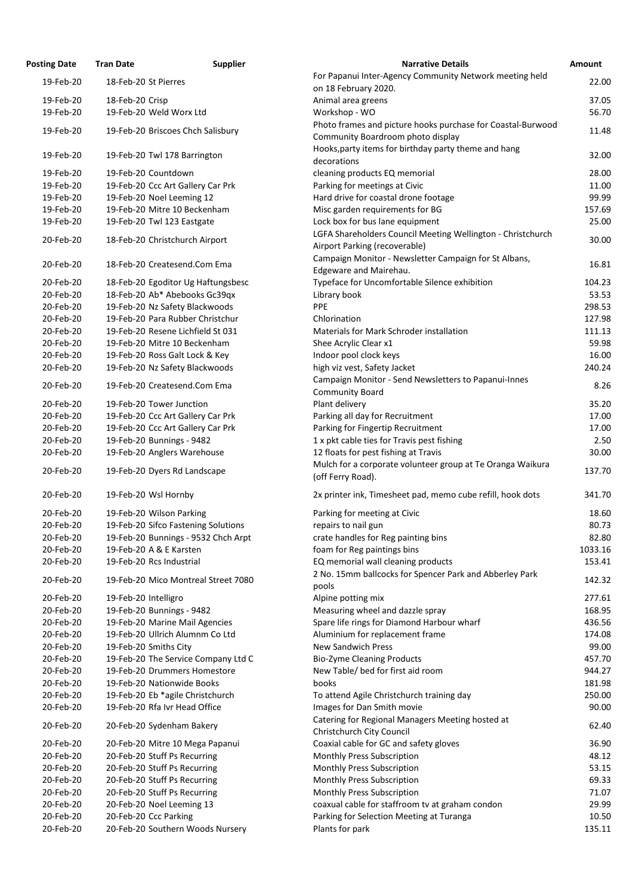| Posting Date | Tran Date | Supplier | Narrative Details | Amount |
|---|---|---|---|---|
| 19-Feb-20 | 18-Feb-20 | St Pierres | For Papanui Inter-Agency Community Network meeting held on 18 February 2020. | 22.00 |
| 19-Feb-20 | 18-Feb-20 | Crisp | Animal area greens | 37.05 |
| 19-Feb-20 | 19-Feb-20 | Weld Worx Ltd | Workshop - WO | 56.70 |
| 19-Feb-20 | 19-Feb-20 | Briscoes Chch Salisbury | Photo frames and picture hooks purchase for Coastal-Burwood Community Boardroom photo display | 11.48 |
| 19-Feb-20 | 19-Feb-20 | Twl 178 Barrington | Hooks,party items for birthday party theme and hang decorations | 32.00 |
| 19-Feb-20 | 19-Feb-20 | Countdown | cleaning products EQ memorial | 28.00 |
| 19-Feb-20 | 19-Feb-20 | Ccc Art Gallery Car Prk | Parking for meetings at Civic | 11.00 |
| 19-Feb-20 | 19-Feb-20 | Noel Leeming 12 | Hard drive for coastal drone footage | 99.99 |
| 19-Feb-20 | 19-Feb-20 | Mitre 10 Beckenham | Misc garden requirements for BG | 157.69 |
| 19-Feb-20 | 19-Feb-20 | Twl 123 Eastgate | Lock box for bus lane equipment | 25.00 |
| 20-Feb-20 | 18-Feb-20 | Christchurch Airport | LGFA Shareholders Council Meeting Wellington - Christchurch Airport Parking (recoverable) | 30.00 |
| 20-Feb-20 | 18-Feb-20 | Createsend.Com Ema | Campaign Monitor - Newsletter Campaign for St Albans, Edgeware and Mairehau. | 16.81 |
| 20-Feb-20 | 18-Feb-20 | Egoditor Ug Haftungsbesc | Typeface for Uncomfortable Silence exhibition | 104.23 |
| 20-Feb-20 | 18-Feb-20 | Ab* Abebooks Gc39qx | Library book | 53.53 |
| 20-Feb-20 | 19-Feb-20 | Nz Safety Blackwoods | PPE | 298.53 |
| 20-Feb-20 | 19-Feb-20 | Para Rubber Christchur | Chlorination | 127.98 |
| 20-Feb-20 | 19-Feb-20 | Resene Lichfield St 031 | Materials for Mark Schroder installation | 111.13 |
| 20-Feb-20 | 19-Feb-20 | Mitre 10 Beckenham | Shee Acrylic Clear x1 | 59.98 |
| 20-Feb-20 | 19-Feb-20 | Ross Galt Lock & Key | Indoor pool clock keys | 16.00 |
| 20-Feb-20 | 19-Feb-20 | Nz Safety Blackwoods | high viz vest, Safety Jacket | 240.24 |
| 20-Feb-20 | 19-Feb-20 | Createsend.Com Ema | Campaign Monitor - Send Newsletters to Papanui-Innes Community Board | 8.26 |
| 20-Feb-20 | 19-Feb-20 | Tower Junction | Plant delivery | 35.20 |
| 20-Feb-20 | 19-Feb-20 | Ccc Art Gallery Car Prk | Parking all day for Recruitment | 17.00 |
| 20-Feb-20 | 19-Feb-20 | Ccc Art Gallery Car Prk | Parking for Fingertip Recruitment | 17.00 |
| 20-Feb-20 | 19-Feb-20 | Bunnings - 9482 | 1 x pkt cable ties for Travis pest fishing | 2.50 |
| 20-Feb-20 | 19-Feb-20 | Anglers Warehouse | 12 floats for pest fishing at Travis | 30.00 |
| 20-Feb-20 | 19-Feb-20 | Dyers Rd Landscape | Mulch for a corporate volunteer group at Te Oranga Waikura (off Ferry Road). | 137.70 |
| 20-Feb-20 | 19-Feb-20 | Wsl Hornby | 2x printer ink, Timesheet pad, memo cube refill, hook dots | 341.70 |
| 20-Feb-20 | 19-Feb-20 | Wilson Parking | Parking for meeting at Civic | 18.60 |
| 20-Feb-20 | 19-Feb-20 | Sifco Fastening Solutions | repairs to nail gun | 80.73 |
| 20-Feb-20 | 19-Feb-20 | Bunnings - 9532 Chch Arpt | crate handles for Reg painting bins | 82.80 |
| 20-Feb-20 | 19-Feb-20 | A & E Karsten | foam for Reg paintings bins | 1033.16 |
| 20-Feb-20 | 19-Feb-20 | Rcs Industrial | EQ memorial wall cleaning products | 153.41 |
| 20-Feb-20 | 19-Feb-20 | Mico Montreal Street 7080 | 2 No. 15mm ballcocks for Spencer Park and Abberley Park pools | 142.32 |
| 20-Feb-20 | 19-Feb-20 | Intelligro | Alpine potting mix | 277.61 |
| 20-Feb-20 | 19-Feb-20 | Bunnings - 9482 | Measuring wheel and dazzle spray | 168.95 |
| 20-Feb-20 | 19-Feb-20 | Marine Mail Agencies | Spare life rings for Diamond Harbour wharf | 436.56 |
| 20-Feb-20 | 19-Feb-20 | Ullrich Alumnm Co Ltd | Aluminium for replacement frame | 174.08 |
| 20-Feb-20 | 19-Feb-20 | Smiths City | New Sandwich Press | 99.00 |
| 20-Feb-20 | 19-Feb-20 | The Service Company Ltd C | Bio-Zyme Cleaning Products | 457.70 |
| 20-Feb-20 | 19-Feb-20 | Drummers Homestore | New Table/ bed for first aid room | 944.27 |
| 20-Feb-20 | 19-Feb-20 | Nationwide Books | books | 181.98 |
| 20-Feb-20 | 19-Feb-20 | Eb *agile Christchurch | To attend Agile Christchurch training day | 250.00 |
| 20-Feb-20 | 19-Feb-20 | Rfa Ivr Head Office | Images for Dan Smith movie | 90.00 |
| 20-Feb-20 | 20-Feb-20 | Sydenham Bakery | Catering for Regional Managers Meeting hosted at Christchurch City Council | 62.40 |
| 20-Feb-20 | 20-Feb-20 | Mitre 10 Mega Papanui | Coaxial cable for GC and safety gloves | 36.90 |
| 20-Feb-20 | 20-Feb-20 | Stuff Ps Recurring | Monthly Press Subscription | 48.12 |
| 20-Feb-20 | 20-Feb-20 | Stuff Ps Recurring | Monthly Press Subscription | 53.15 |
| 20-Feb-20 | 20-Feb-20 | Stuff Ps Recurring | Monthly Press Subscription | 69.33 |
| 20-Feb-20 | 20-Feb-20 | Stuff Ps Recurring | Monthly Press Subscription | 71.07 |
| 20-Feb-20 | 20-Feb-20 | Noel Leeming 13 | coaxual cable for staffroom tv at graham condon | 29.99 |
| 20-Feb-20 | 20-Feb-20 | Ccc Parking | Parking for Selection Meeting at Turanga | 10.50 |
| 20-Feb-20 | 20-Feb-20 | Southern Woods Nursery | Plants for park | 135.11 |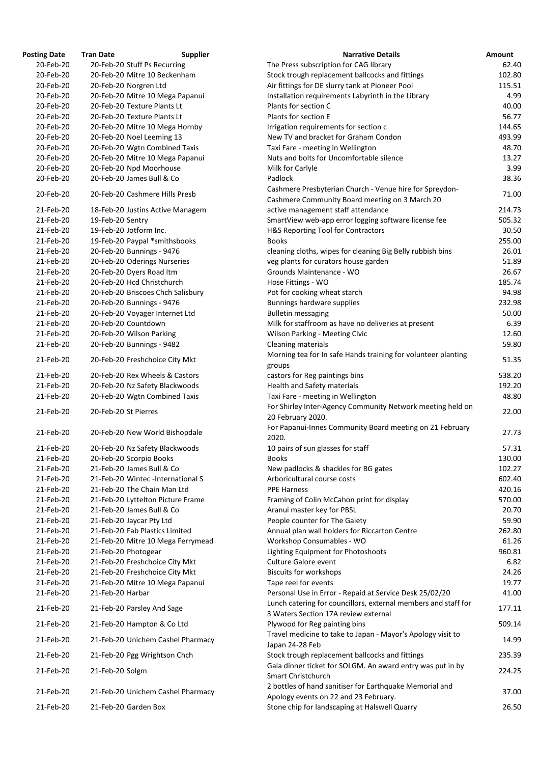| Posting Date | Tran Date | Supplier | Narrative Details | Amount |
|---|---|---|---|---|
| 20-Feb-20 | 20-Feb-20 | Stuff Ps Recurring | The Press subscription for CAG library | 62.40 |
| 20-Feb-20 | 20-Feb-20 | Mitre 10 Beckenham | Stock trough replacement ballcocks and fittings | 102.80 |
| 20-Feb-20 | 20-Feb-20 | Norgren Ltd | Air fittings for DE slurry tank at Pioneer Pool | 115.51 |
| 20-Feb-20 | 20-Feb-20 | Mitre 10 Mega Papanui | Installation requirements Labyrinth in the Library | 4.99 |
| 20-Feb-20 | 20-Feb-20 | Texture Plants Lt | Plants for section C | 40.00 |
| 20-Feb-20 | 20-Feb-20 | Texture Plants Lt | Plants for section E | 56.77 |
| 20-Feb-20 | 20-Feb-20 | Mitre 10 Mega Hornby | Irrigation requirements for section c | 144.65 |
| 20-Feb-20 | 20-Feb-20 | Noel Leeming 13 | New TV and bracket for Graham Condon | 493.99 |
| 20-Feb-20 | 20-Feb-20 | Wgtn Combined Taxis | Taxi Fare - meeting in Wellington | 48.70 |
| 20-Feb-20 | 20-Feb-20 | Mitre 10 Mega Papanui | Nuts and bolts for Uncomfortable silence | 13.27 |
| 20-Feb-20 | 20-Feb-20 | Npd Moorhouse | Milk for Carlyle | 3.99 |
| 20-Feb-20 | 20-Feb-20 | James Bull & Co | Padlock | 38.36 |
| 20-Feb-20 | 20-Feb-20 | Cashmere Hills Presb | Cashmere Presbyterian Church - Venue hire for Spreydon-Cashmere Community Board meeting on 3 March 20 | 71.00 |
| 21-Feb-20 | 18-Feb-20 | Justins Active Managem | active management staff attendance | 214.73 |
| 21-Feb-20 | 19-Feb-20 | Sentry | SmartView web-app error logging software license fee | 505.32 |
| 21-Feb-20 | 19-Feb-20 | Jotform Inc. | H&S Reporting Tool for Contractors | 30.50 |
| 21-Feb-20 | 19-Feb-20 | Paypal *smithsbooks | Books | 255.00 |
| 21-Feb-20 | 20-Feb-20 | Bunnings - 9476 | cleaning cloths, wipes for cleaning Big Belly rubbish bins | 26.01 |
| 21-Feb-20 | 20-Feb-20 | Oderings Nurseries | veg plants for curators house garden | 51.89 |
| 21-Feb-20 | 20-Feb-20 | Dyers Road Itm | Grounds Maintenance - WO | 26.67 |
| 21-Feb-20 | 20-Feb-20 | Hcd Christchurch | Hose Fittings - WO | 185.74 |
| 21-Feb-20 | 20-Feb-20 | Briscoes Chch Salisbury | Pot for cooking wheat starch | 94.98 |
| 21-Feb-20 | 20-Feb-20 | Bunnings - 9476 | Bunnings hardware supplies | 232.98 |
| 21-Feb-20 | 20-Feb-20 | Voyager Internet Ltd | Bulletin messaging | 50.00 |
| 21-Feb-20 | 20-Feb-20 | Countdown | Milk for staffroom as have no deliveries at present | 6.39 |
| 21-Feb-20 | 20-Feb-20 | Wilson Parking | Wilson Parking - Meeting Civic | 12.60 |
| 21-Feb-20 | 20-Feb-20 | Bunnings - 9482 | Cleaning materials | 59.80 |
| 21-Feb-20 | 20-Feb-20 | Freshchoice City Mkt | Morning tea for In safe Hands training for volunteer planting groups | 51.35 |
| 21-Feb-20 | 20-Feb-20 | Rex Wheels & Castors | castors for Reg paintings bins | 538.20 |
| 21-Feb-20 | 20-Feb-20 | Nz Safety Blackwoods | Health and Safety materials | 192.20 |
| 21-Feb-20 | 20-Feb-20 | Wgtn Combined Taxis | Taxi Fare - meeting in Wellington | 48.80 |
| 21-Feb-20 | 20-Feb-20 | St Pierres | For Shirley Inter-Agency Community Network meeting held on 20 February 2020. | 22.00 |
| 21-Feb-20 | 20-Feb-20 | New World Bishopdale | For Papanui-Innes Community Board meeting on 21 February 2020. | 27.73 |
| 21-Feb-20 | 20-Feb-20 | Nz Safety Blackwoods | 10 pairs of sun glasses for staff | 57.31 |
| 21-Feb-20 | 20-Feb-20 | Scorpio Books | Books | 130.00 |
| 21-Feb-20 | 21-Feb-20 | James Bull & Co | New padlocks & shackles for BG gates | 102.27 |
| 21-Feb-20 | 21-Feb-20 | Wintec -International S | Arboricultural course costs | 602.40 |
| 21-Feb-20 | 21-Feb-20 | The Chain Man Ltd | PPE Harness | 420.16 |
| 21-Feb-20 | 21-Feb-20 | Lyttelton Picture Frame | Framing of Colin McCahon print for display | 570.00 |
| 21-Feb-20 | 21-Feb-20 | James Bull & Co | Aranui master key for PBSL | 20.70 |
| 21-Feb-20 | 21-Feb-20 | Jaycar Pty Ltd | People counter for The Gaiety | 59.90 |
| 21-Feb-20 | 21-Feb-20 | Fab Plastics Limited | Annual plan wall holders for Riccarton Centre | 262.80 |
| 21-Feb-20 | 21-Feb-20 | Mitre 10 Mega Ferrymead | Workshop Consumables - WO | 61.26 |
| 21-Feb-20 | 21-Feb-20 | Photogear | Lighting Equipment for Photoshoots | 960.81 |
| 21-Feb-20 | 21-Feb-20 | Freshchoice City Mkt | Culture Galore event | 6.82 |
| 21-Feb-20 | 21-Feb-20 | Freshchoice City Mkt | Biscuits for workshops | 24.26 |
| 21-Feb-20 | 21-Feb-20 | Mitre 10 Mega Papanui | Tape reel for events | 19.77 |
| 21-Feb-20 | 21-Feb-20 | Harbar | Personal Use in Error - Repaid at Service Desk 25/02/20 | 41.00 |
| 21-Feb-20 | 21-Feb-20 | Parsley And Sage | Lunch catering for councillors, external members and staff for 3 Waters Section 17A review external | 177.11 |
| 21-Feb-20 | 21-Feb-20 | Hampton & Co Ltd | Plywood for Reg painting bins | 509.14 |
| 21-Feb-20 | 21-Feb-20 | Unichem Cashel Pharmacy | Travel medicine to take to Japan - Mayor's Apology visit to Japan 24-28 Feb | 14.99 |
| 21-Feb-20 | 21-Feb-20 | Pgg Wrightson Chch | Stock trough replacement ballcocks and fittings | 235.39 |
| 21-Feb-20 | 21-Feb-20 | Solgm | Gala dinner ticket for SOLGM. An award entry was put in by Smart Christchurch | 224.25 |
| 21-Feb-20 | 21-Feb-20 | Unichem Cashel Pharmacy | 2 bottles of hand sanitiser for Earthquake Memorial and Apology events on 22 and 23 February. | 37.00 |
| 21-Feb-20 | 21-Feb-20 | Garden Box | Stone chip for landscaping at Halswell Quarry | 26.50 |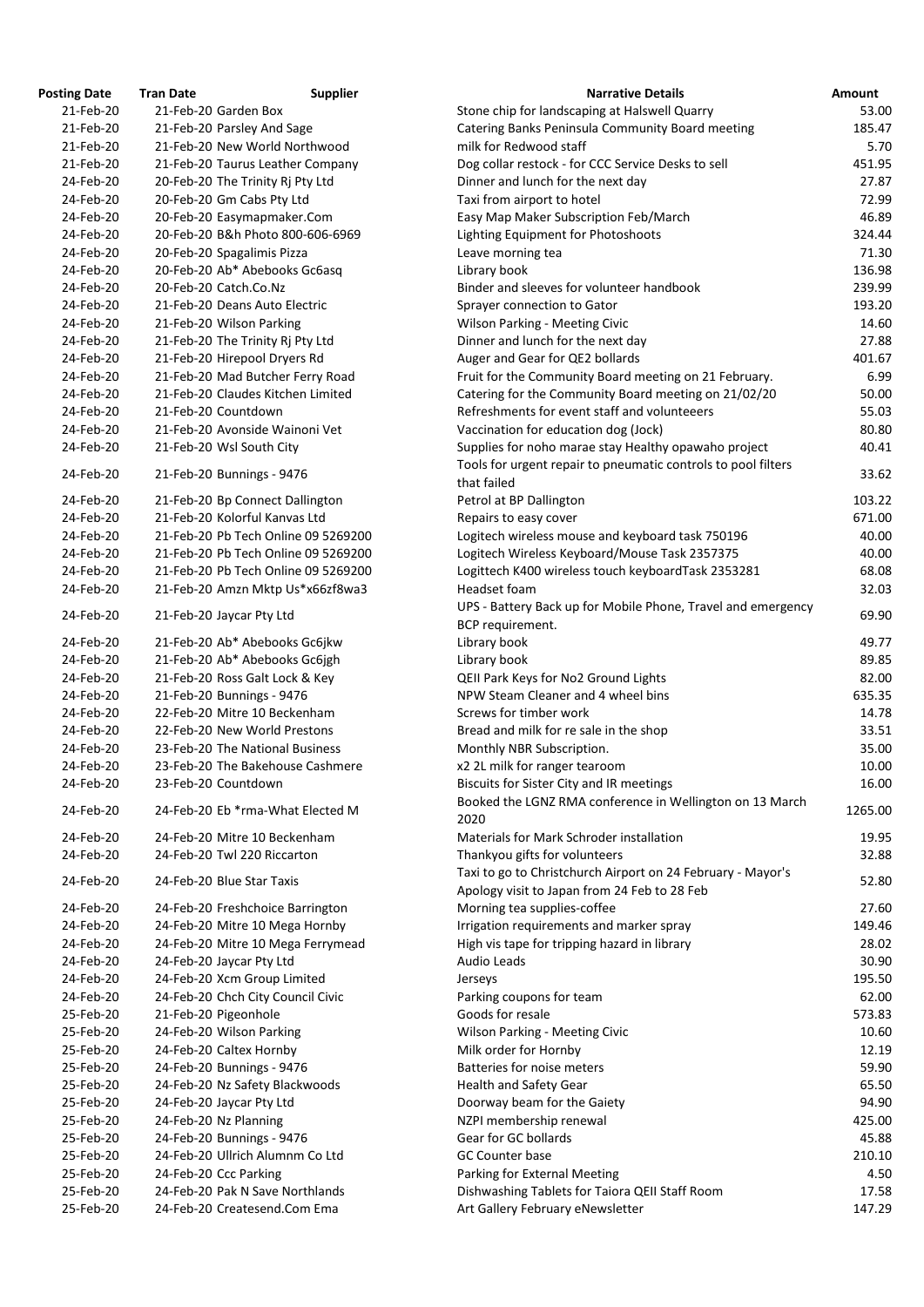| Posting Date | Tran Date | Supplier | Narrative Details | Amount |
|---|---|---|---|---|
| 21-Feb-20 | 21-Feb-20 | Garden Box | Stone chip for landscaping at Halswell Quarry | 53.00 |
| 21-Feb-20 | 21-Feb-20 | Parsley And Sage | Catering Banks Peninsula Community Board meeting | 185.47 |
| 21-Feb-20 | 21-Feb-20 | New World Northwood | milk for Redwood staff | 5.70 |
| 21-Feb-20 | 21-Feb-20 | Taurus Leather Company | Dog collar restock - for CCC Service Desks to sell | 451.95 |
| 24-Feb-20 | 20-Feb-20 | The Trinity Rj Pty Ltd | Dinner and lunch for the next day | 27.87 |
| 24-Feb-20 | 20-Feb-20 | Gm Cabs Pty Ltd | Taxi from airport to hotel | 72.99 |
| 24-Feb-20 | 20-Feb-20 | Easymapmaker.Com | Easy Map Maker Subscription Feb/March | 46.89 |
| 24-Feb-20 | 20-Feb-20 | B&h Photo 800-606-6969 | Lighting Equipment for Photoshoots | 324.44 |
| 24-Feb-20 | 20-Feb-20 | Spagalimis Pizza | Leave morning tea | 71.30 |
| 24-Feb-20 | 20-Feb-20 | Ab* Abebooks Gc6asq | Library book | 136.98 |
| 24-Feb-20 | 20-Feb-20 | Catch.Co.Nz | Binder and sleeves for volunteer handbook | 239.99 |
| 24-Feb-20 | 21-Feb-20 | Deans Auto Electric | Sprayer connection to Gator | 193.20 |
| 24-Feb-20 | 21-Feb-20 | Wilson Parking | Wilson Parking - Meeting Civic | 14.60 |
| 24-Feb-20 | 21-Feb-20 | The Trinity Rj Pty Ltd | Dinner and lunch for the next day | 27.88 |
| 24-Feb-20 | 21-Feb-20 | Hirepool Dryers Rd | Auger and Gear for QE2 bollards | 401.67 |
| 24-Feb-20 | 21-Feb-20 | Mad Butcher Ferry Road | Fruit for the Community Board meeting on 21 February. | 6.99 |
| 24-Feb-20 | 21-Feb-20 | Claudes Kitchen Limited | Catering for the Community Board meeting on 21/02/20 | 50.00 |
| 24-Feb-20 | 21-Feb-20 | Countdown | Refreshments for event staff and volunteeers | 55.03 |
| 24-Feb-20 | 21-Feb-20 | Avonside Wainoni Vet | Vaccination for education dog (Jock) | 80.80 |
| 24-Feb-20 | 21-Feb-20 | Wsl South City | Supplies for noho marae stay Healthy opawaho project | 40.41 |
| 24-Feb-20 | 21-Feb-20 | Bunnings - 9476 | Tools for urgent repair to pneumatic controls to pool filters that failed | 33.62 |
| 24-Feb-20 | 21-Feb-20 | Bp Connect Dallington | Petrol at BP Dallington | 103.22 |
| 24-Feb-20 | 21-Feb-20 | Kolorful Kanvas Ltd | Repairs to easy cover | 671.00 |
| 24-Feb-20 | 21-Feb-20 | Pb Tech Online 09 5269200 | Logitech wireless mouse and keyboard task 750196 | 40.00 |
| 24-Feb-20 | 21-Feb-20 | Pb Tech Online 09 5269200 | Logitech Wireless Keyboard/Mouse Task 2357375 | 40.00 |
| 24-Feb-20 | 21-Feb-20 | Pb Tech Online 09 5269200 | Logittech K400 wireless touch keyboardTask 2353281 | 68.08 |
| 24-Feb-20 | 21-Feb-20 | Amzn Mktp Us*x66zf8wa3 | Headset foam | 32.03 |
| 24-Feb-20 | 21-Feb-20 | Jaycar Pty Ltd | UPS - Battery Back up for Mobile Phone, Travel and emergency BCP requirement. | 69.90 |
| 24-Feb-20 | 21-Feb-20 | Ab* Abebooks Gc6jkw | Library book | 49.77 |
| 24-Feb-20 | 21-Feb-20 | Ab* Abebooks Gc6jgh | Library book | 89.85 |
| 24-Feb-20 | 21-Feb-20 | Ross Galt Lock & Key | QEII Park Keys for No2 Ground Lights | 82.00 |
| 24-Feb-20 | 21-Feb-20 | Bunnings - 9476 | NPW Steam Cleaner and 4 wheel bins | 635.35 |
| 24-Feb-20 | 22-Feb-20 | Mitre 10 Beckenham | Screws for timber work | 14.78 |
| 24-Feb-20 | 22-Feb-20 | New World Prestons | Bread and milk for re sale in the shop | 33.51 |
| 24-Feb-20 | 23-Feb-20 | The National Business | Monthly NBR Subscription. | 35.00 |
| 24-Feb-20 | 23-Feb-20 | The Bakehouse Cashmere | x2 2L milk for ranger tearoom | 10.00 |
| 24-Feb-20 | 23-Feb-20 | Countdown | Biscuits for Sister City and IR meetings | 16.00 |
| 24-Feb-20 | 24-Feb-20 | Eb *rma-What Elected M | Booked the LGNZ RMA conference in Wellington on 13 March 2020 | 1265.00 |
| 24-Feb-20 | 24-Feb-20 | Mitre 10 Beckenham | Materials for Mark Schroder installation | 19.95 |
| 24-Feb-20 | 24-Feb-20 | Twl 220 Riccarton | Thankyou gifts for volunteers | 32.88 |
| 24-Feb-20 | 24-Feb-20 | Blue Star Taxis | Taxi to go to Christchurch Airport on 24 February - Mayor's Apology visit to Japan from 24 Feb to 28 Feb | 52.80 |
| 24-Feb-20 | 24-Feb-20 | Freshchoice Barrington | Morning tea supplies-coffee | 27.60 |
| 24-Feb-20 | 24-Feb-20 | Mitre 10 Mega Hornby | Irrigation requirements and marker spray | 149.46 |
| 24-Feb-20 | 24-Feb-20 | Mitre 10 Mega Ferrymead | High vis tape for tripping hazard in library | 28.02 |
| 24-Feb-20 | 24-Feb-20 | Jaycar Pty Ltd | Audio Leads | 30.90 |
| 24-Feb-20 | 24-Feb-20 | Xcm Group Limited | Jerseys | 195.50 |
| 24-Feb-20 | 24-Feb-20 | Chch City Council Civic | Parking coupons for team | 62.00 |
| 25-Feb-20 | 21-Feb-20 | Pigeonhole | Goods for resale | 573.83 |
| 25-Feb-20 | 24-Feb-20 | Wilson Parking | Wilson Parking - Meeting Civic | 10.60 |
| 25-Feb-20 | 24-Feb-20 | Caltex Hornby | Milk order for Hornby | 12.19 |
| 25-Feb-20 | 24-Feb-20 | Bunnings - 9476 | Batteries for noise meters | 59.90 |
| 25-Feb-20 | 24-Feb-20 | Nz Safety Blackwoods | Health and Safety Gear | 65.50 |
| 25-Feb-20 | 24-Feb-20 | Jaycar Pty Ltd | Doorway beam for the Gaiety | 94.90 |
| 25-Feb-20 | 24-Feb-20 | Nz Planning | NZPI membership renewal | 425.00 |
| 25-Feb-20 | 24-Feb-20 | Bunnings - 9476 | Gear for GC bollards | 45.88 |
| 25-Feb-20 | 24-Feb-20 | Ullrich Alumnm Co Ltd | GC Counter base | 210.10 |
| 25-Feb-20 | 24-Feb-20 | Ccc Parking | Parking for External Meeting | 4.50 |
| 25-Feb-20 | 24-Feb-20 | Pak N Save Northlands | Dishwashing Tablets for Taiora QEII Staff Room | 17.58 |
| 25-Feb-20 | 24-Feb-20 | Createsend.Com Ema | Art Gallery February eNewsletter | 147.29 |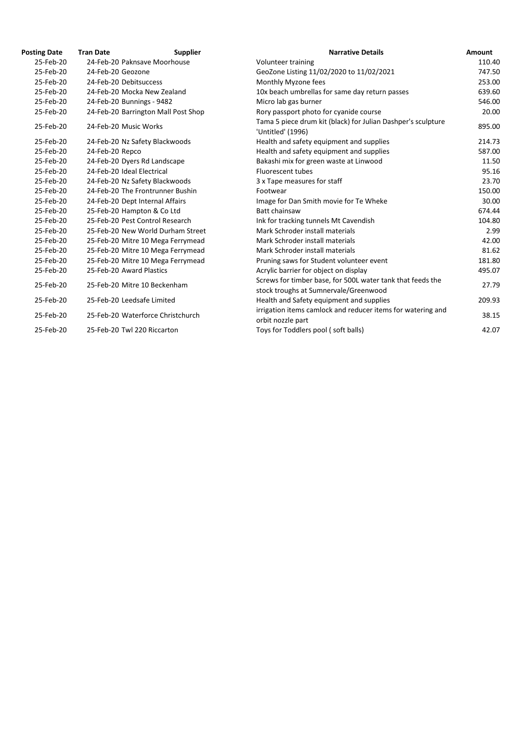| Posting Date | Tran Date | Supplier | Narrative Details | Amount |
|---|---|---|---|---|
| 25-Feb-20 | 24-Feb-20 | Paknsave Moorhouse | Volunteer training | 110.40 |
| 25-Feb-20 | 24-Feb-20 | Geozone | GeoZone Listing 11/02/2020 to 11/02/2021 | 747.50 |
| 25-Feb-20 | 24-Feb-20 | Debitsuccess | Monthly Myzone fees | 253.00 |
| 25-Feb-20 | 24-Feb-20 | Mocka New Zealand | 10x beach umbrellas for same day return passes | 639.60 |
| 25-Feb-20 | 24-Feb-20 | Bunnings - 9482 | Micro lab gas burner | 546.00 |
| 25-Feb-20 | 24-Feb-20 | Barrington Mall Post Shop | Rory passport photo for cyanide course | 20.00 |
| 25-Feb-20 | 24-Feb-20 | Music Works | Tama 5 piece drum kit (black) for Julian Dashper's sculpture 'Untitled' (1996) | 895.00 |
| 25-Feb-20 | 24-Feb-20 | Nz Safety Blackwoods | Health and safety equipment and supplies | 214.73 |
| 25-Feb-20 | 24-Feb-20 | Repco | Health and safety equipment and supplies | 587.00 |
| 25-Feb-20 | 24-Feb-20 | Dyers Rd Landscape | Bakashi mix for green waste at Linwood | 11.50 |
| 25-Feb-20 | 24-Feb-20 | Ideal Electrical | Fluorescent tubes | 95.16 |
| 25-Feb-20 | 24-Feb-20 | Nz Safety Blackwoods | 3 x Tape measures for staff | 23.70 |
| 25-Feb-20 | 24-Feb-20 | The Frontrunner Bushin | Footwear | 150.00 |
| 25-Feb-20 | 24-Feb-20 | Dept Internal Affairs | Image for Dan Smith movie for Te Wheke | 30.00 |
| 25-Feb-20 | 25-Feb-20 | Hampton & Co Ltd | Batt chainsaw | 674.44 |
| 25-Feb-20 | 25-Feb-20 | Pest Control Research | Ink for tracking tunnels Mt Cavendish | 104.80 |
| 25-Feb-20 | 25-Feb-20 | New World Durham Street | Mark Schroder install materials | 2.99 |
| 25-Feb-20 | 25-Feb-20 | Mitre 10 Mega Ferrymead | Mark Schroder install materials | 42.00 |
| 25-Feb-20 | 25-Feb-20 | Mitre 10 Mega Ferrymead | Mark Schroder install materials | 81.62 |
| 25-Feb-20 | 25-Feb-20 | Mitre 10 Mega Ferrymead | Pruning saws for Student volunteer event | 181.80 |
| 25-Feb-20 | 25-Feb-20 | Award Plastics | Acrylic barrier for object on display | 495.07 |
| 25-Feb-20 | 25-Feb-20 | Mitre 10 Beckenham | Screws for timber base, for 500L water tank that feeds the stock troughs at Sumnervale/Greenwood | 27.79 |
| 25-Feb-20 | 25-Feb-20 | Leedsafe Limited | Health and Safety equipment and supplies | 209.93 |
| 25-Feb-20 | 25-Feb-20 | Waterforce Christchurch | irrigation items camlock and reducer items for watering and orbit nozzle part | 38.15 |
| 25-Feb-20 | 25-Feb-20 | Twl 220 Riccarton | Toys for Toddlers pool ( soft balls) | 42.07 |